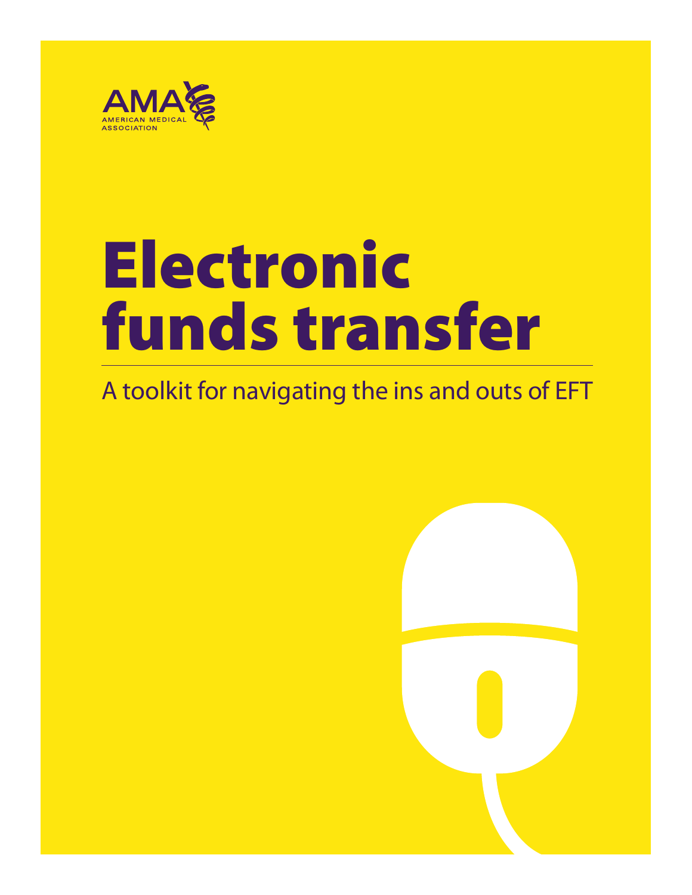AMA
AMERICAN MEDICAL ASSOCIATION

# Electronic funds transfer

A toolkit for navigating the ins and outs of EFT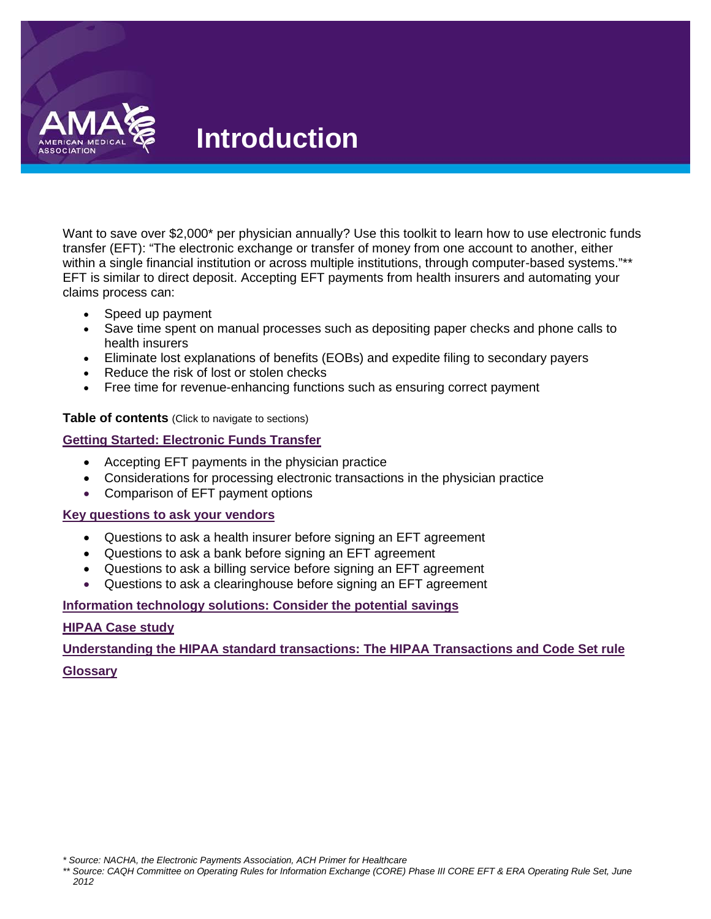# Introduction

Want to save over $2,000* per physician annually? Use this toolkit to learn how to use electronic funds transfer (EFT): "The electronic exchange or transfer of money from one account to another, either within a single financial institution or across multiple institutions, through computer-based systems."** EFT is similar to direct deposit. Accepting EFT payments from health insurers and automating your claims process can:

- Speed up payment
- Save time spent on manual processes such as depositing paper checks and phone calls to health insurers
- Eliminate lost explanations of benefits (EOBs) and expedite filing to secondary payers
- Reduce the risk of lost or stolen checks
- Free time for revenue-enhancing functions such as ensuring correct payment

**Table of contents** (Click to navigate to sections)

**Getting Started: Electronic Funds Transfer**

- Accepting EFT payments in the physician practice
- Considerations for processing electronic transactions in the physician practice
- Comparison of EFT payment options

**Key questions to ask your vendors**

- Questions to ask a health insurer before signing an EFT agreement
- Questions to ask a bank before signing an EFT agreement
- Questions to ask a billing service before signing an EFT agreement
- Questions to ask a clearinghouse before signing an EFT agreement

**Information technology solutions: Consider the potential savings**

**HIPAA Case study**

**Understanding the HIPAA standard transactions: The HIPAA Transactions and Code Set rule**

**Glossary**

*\* Source: NACHA, the Electronic Payments Association, ACH Primer for Healthcare*

*\*\* Source: CAQH Committee on Operating Rules for Information Exchange (CORE) Phase III CORE EFT & ERA Operating Rule Set, June 2012*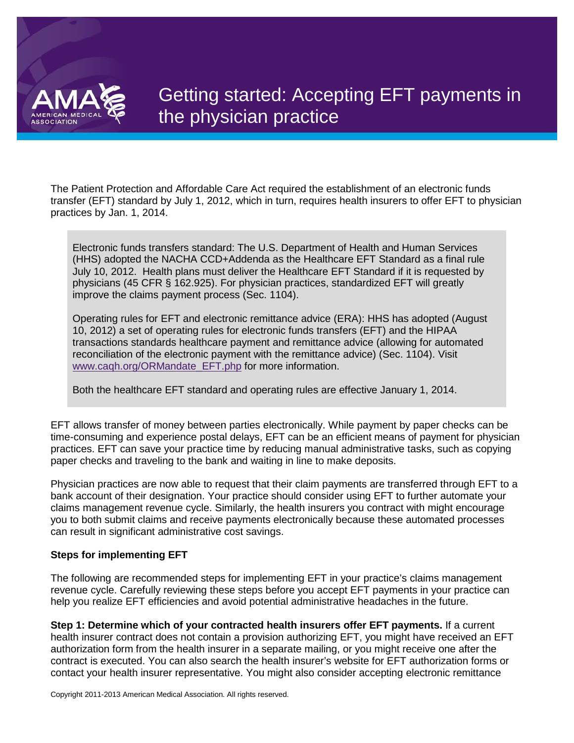# Getting started: Accepting EFT payments in the physician practice

The Patient Protection and Affordable Care Act required the establishment of an electronic funds transfer (EFT) standard by July 1, 2012, which in turn, requires health insurers to offer EFT to physician practices by Jan. 1, 2014.

> Electronic funds transfers standard: The U.S. Department of Health and Human Services (HHS) adopted the NACHA CCD+Addenda as the Healthcare EFT Standard as a final rule July 10, 2012. Health plans must deliver the Healthcare EFT Standard if it is requested by physicians (45 CFR § 162.925). For physician practices, standardized EFT will greatly improve the claims payment process (Sec. 1104).
>
> Operating rules for EFT and electronic remittance advice (ERA): HHS has adopted (August 10, 2012) a set of operating rules for electronic funds transfers (EFT) and the HIPAA transactions standards healthcare payment and remittance advice (allowing for automated reconciliation of the electronic payment with the remittance advice) (Sec. 1104). Visit www.caqh.org/ORMandate_EFT.php for more information.
>
> Both the healthcare EFT standard and operating rules are effective January 1, 2014.

EFT allows transfer of money between parties electronically. While payment by paper checks can be time-consuming and experience postal delays, EFT can be an efficient means of payment for physician practices. EFT can save your practice time by reducing manual administrative tasks, such as copying paper checks and traveling to the bank and waiting in line to make deposits.

Physician practices are now able to request that their claim payments are transferred through EFT to a bank account of their designation. Your practice should consider using EFT to further automate your claims management revenue cycle. Similarly, the health insurers you contract with might encourage you to both submit claims and receive payments electronically because these automated processes can result in significant administrative cost savings.

**Steps for implementing EFT**

The following are recommended steps for implementing EFT in your practice's claims management revenue cycle. Carefully reviewing these steps before you accept EFT payments in your practice can help you realize EFT efficiencies and avoid potential administrative headaches in the future.

**Step 1: Determine which of your contracted health insurers offer EFT payments.** If a current health insurer contract does not contain a provision authorizing EFT, you might have received an EFT authorization form from the health insurer in a separate mailing, or you might receive one after the contract is executed. You can also search the health insurer's website for EFT authorization forms or contact your health insurer representative. You might also consider accepting electronic remittance

Copyright 2011-2013 American Medical Association. All rights reserved.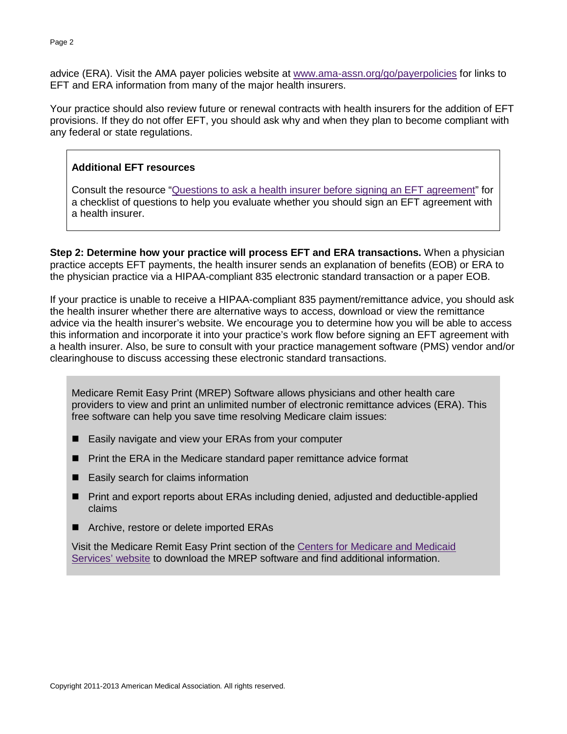advice (ERA). Visit the AMA payer policies website at [www.ama-assn.org/go/payerpolicies](http://www.ama-assn.org/go/payerpolicies) for links to EFT and ERA information from many of the major health insurers.

Your practice should also review future or renewal contracts with health insurers for the addition of EFT provisions. If they do not offer EFT, you should ask why and when they plan to become compliant with any federal or state regulations.

> **Additional EFT resources**
>
> Consult the resource "Questions to ask a health insurer before signing an EFT agreement" for a checklist of questions to help you evaluate whether you should sign an EFT agreement with a health insurer.

**Step 2: Determine how your practice will process EFT and ERA transactions.** When a physician practice accepts EFT payments, the health insurer sends an explanation of benefits (EOB) or ERA to the physician practice via a HIPAA-compliant 835 electronic standard transaction or a paper EOB.

If your practice is unable to receive a HIPAA-compliant 835 payment/remittance advice, you should ask the health insurer whether there are alternative ways to access, download or view the remittance advice via the health insurer's website. We encourage you to determine how you will be able to access this information and incorporate it into your practice's work flow before signing an EFT agreement with a health insurer. Also, be sure to consult with your practice management software (PMS) vendor and/or clearinghouse to discuss accessing these electronic standard transactions.

> Medicare Remit Easy Print (MREP) Software allows physicians and other health care providers to view and print an unlimited number of electronic remittance advices (ERA). This free software can help you save time resolving Medicare claim issues:
>
> - Easily navigate and view your ERAs from your computer
> - Print the ERA in the Medicare standard paper remittance advice format
> - Easily search for claims information
> - Print and export reports about ERAs including denied, adjusted and deductible-applied claims
> - Archive, restore or delete imported ERAs
>
> Visit the Medicare Remit Easy Print section of the Centers for Medicare and Medicaid Services' website to download the MREP software and find additional information.

Copyright 2011-2013 American Medical Association. All rights reserved.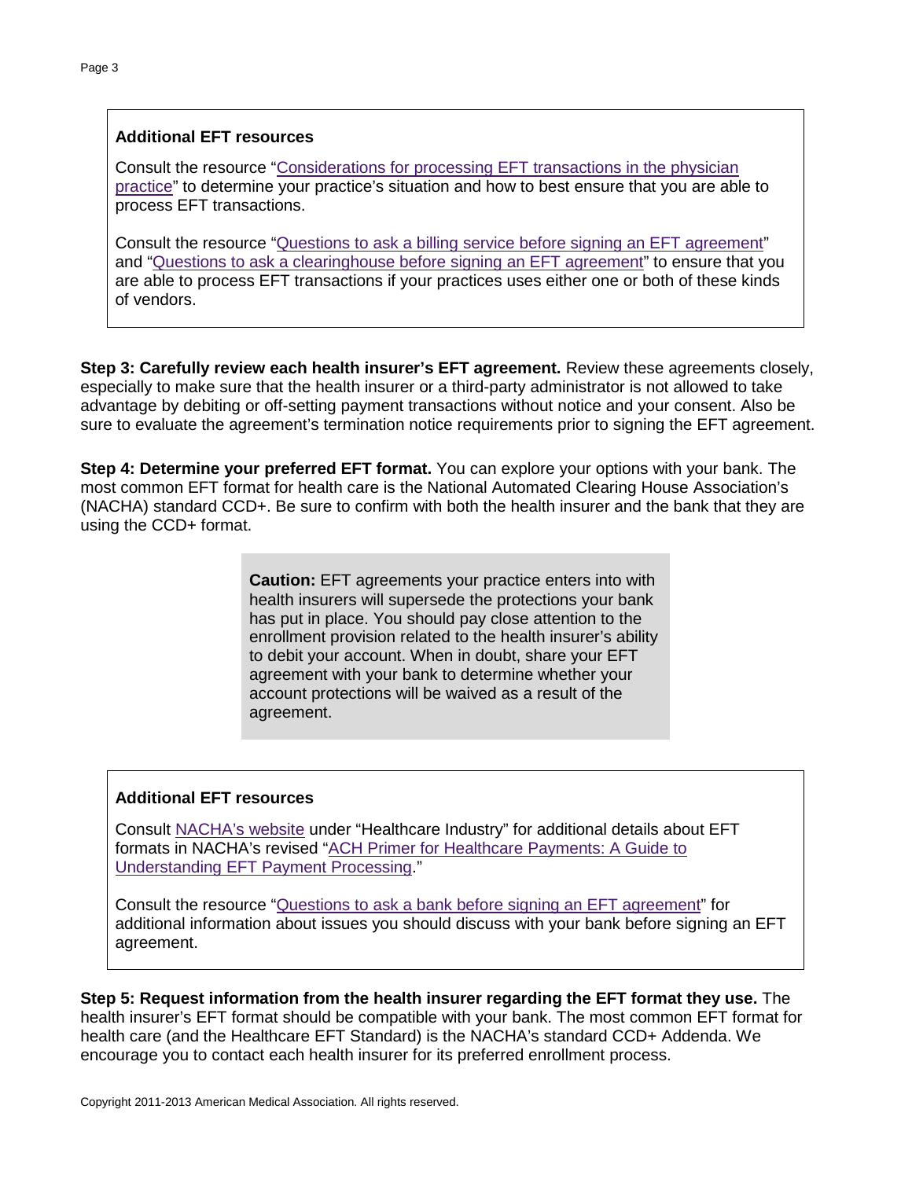**Additional EFT resources**

Consult the resource "Considerations for processing EFT transactions in the physician practice" to determine your practice's situation and how to best ensure that you are able to process EFT transactions.

Consult the resource "Questions to ask a billing service before signing an EFT agreement" and "Questions to ask a clearinghouse before signing an EFT agreement" to ensure that you are able to process EFT transactions if your practices uses either one or both of these kinds of vendors.

**Step 3: Carefully review each health insurer's EFT agreement.** Review these agreements closely, especially to make sure that the health insurer or a third-party administrator is not allowed to take advantage by debiting or off-setting payment transactions without notice and your consent. Also be sure to evaluate the agreement's termination notice requirements prior to signing the EFT agreement.

**Step 4: Determine your preferred EFT format.** You can explore your options with your bank. The most common EFT format for health care is the National Automated Clearing House Association's (NACHA) standard CCD+. Be sure to confirm with both the health insurer and the bank that they are using the CCD+ format.

**Caution:** EFT agreements your practice enters into with health insurers will supersede the protections your bank has put in place. You should pay close attention to the enrollment provision related to the health insurer's ability to debit your account. When in doubt, share your EFT agreement with your bank to determine whether your account protections will be waived as a result of the agreement.

**Additional EFT resources**

Consult NACHA's website under "Healthcare Industry" for additional details about EFT formats in NACHA's revised "ACH Primer for Healthcare Payments: A Guide to Understanding EFT Payment Processing."

Consult the resource "Questions to ask a bank before signing an EFT agreement" for additional information about issues you should discuss with your bank before signing an EFT agreement.

**Step 5: Request information from the health insurer regarding the EFT format they use.** The health insurer's EFT format should be compatible with your bank. The most common EFT format for health care (and the Healthcare EFT Standard) is the NACHA's standard CCD+ Addenda. We encourage you to contact each health insurer for its preferred enrollment process.

Copyright 2011-2013 American Medical Association. All rights reserved.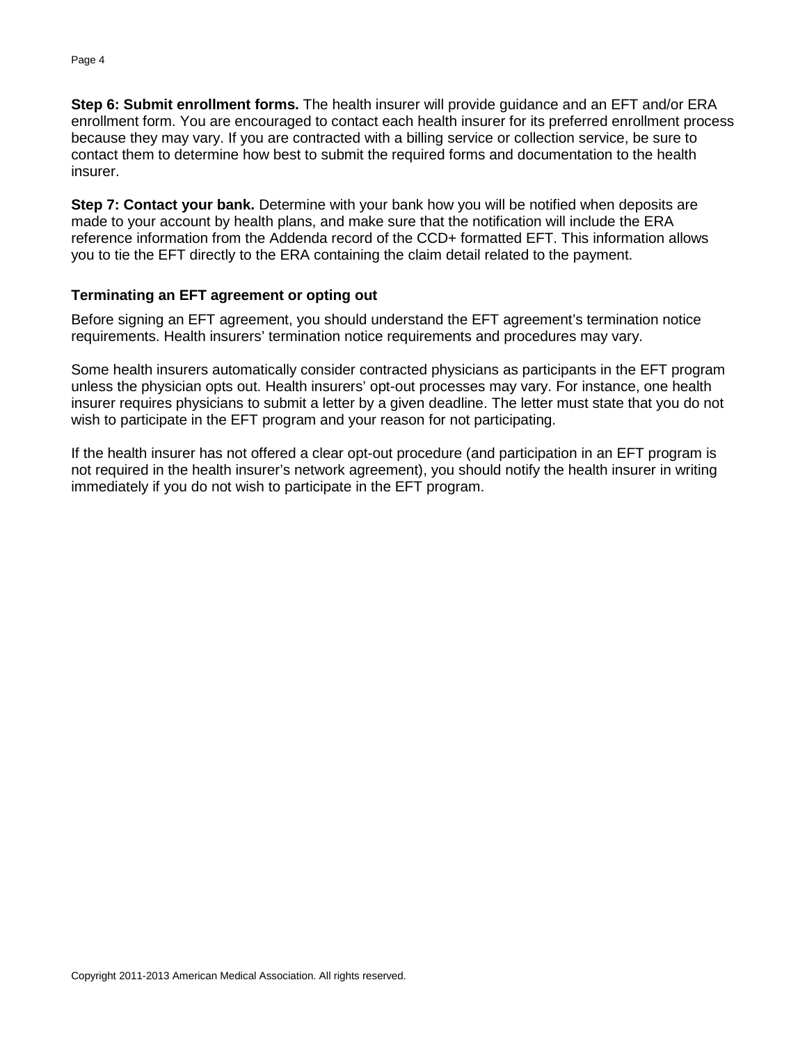**Step 6: Submit enrollment forms.** The health insurer will provide guidance and an EFT and/or ERA enrollment form. You are encouraged to contact each health insurer for its preferred enrollment process because they may vary. If you are contracted with a billing service or collection service, be sure to contact them to determine how best to submit the required forms and documentation to the health insurer.

**Step 7: Contact your bank.** Determine with your bank how you will be notified when deposits are made to your account by health plans, and make sure that the notification will include the ERA reference information from the Addenda record of the CCD+ formatted EFT. This information allows you to tie the EFT directly to the ERA containing the claim detail related to the payment.

### Terminating an EFT agreement or opting out

Before signing an EFT agreement, you should understand the EFT agreement's termination notice requirements. Health insurers' termination notice requirements and procedures may vary.

Some health insurers automatically consider contracted physicians as participants in the EFT program unless the physician opts out. Health insurers' opt-out processes may vary. For instance, one health insurer requires physicians to submit a letter by a given deadline. The letter must state that you do not wish to participate in the EFT program and your reason for not participating.

If the health insurer has not offered a clear opt-out procedure (and participation in an EFT program is not required in the health insurer's network agreement), you should notify the health insurer in writing immediately if you do not wish to participate in the EFT program.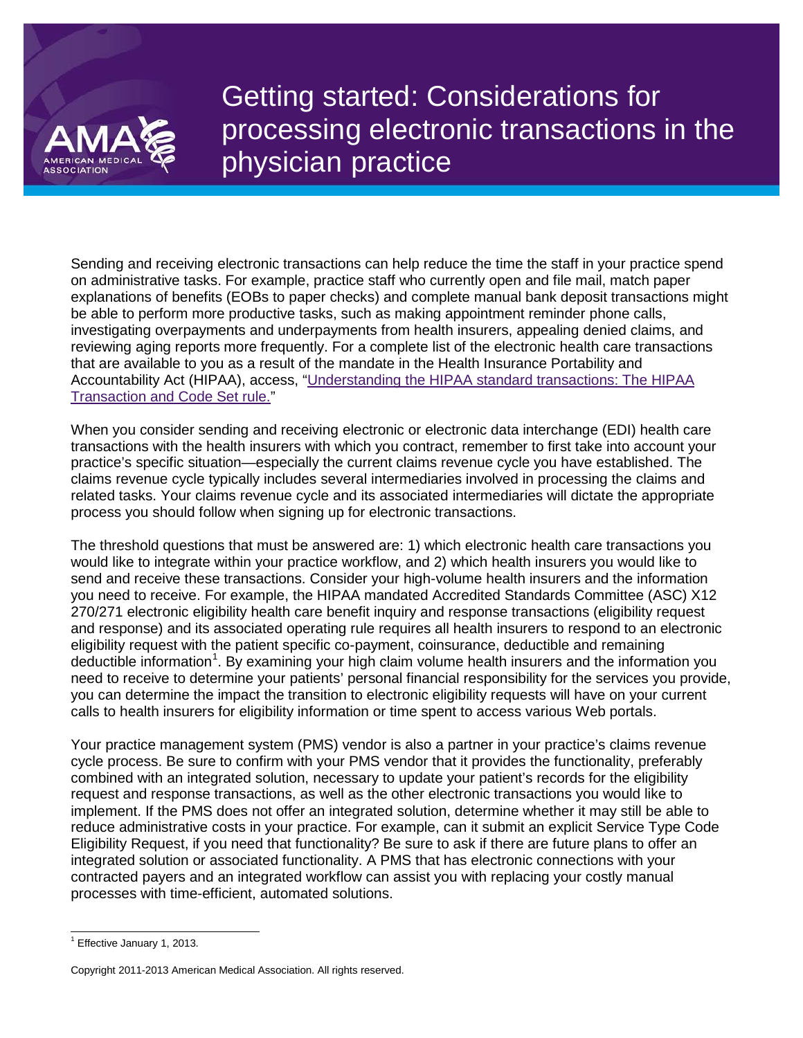# Getting started: Considerations for processing electronic transactions in the physician practice

Sending and receiving electronic transactions can help reduce the time the staff in your practice spend on administrative tasks. For example, practice staff who currently open and file mail, match paper explanations of benefits (EOBs to paper checks) and complete manual bank deposit transactions might be able to perform more productive tasks, such as making appointment reminder phone calls, investigating overpayments and underpayments from health insurers, appealing denied claims, and reviewing aging reports more frequently. For a complete list of the electronic health care transactions that are available to you as a result of the mandate in the Health Insurance Portability and Accountability Act (HIPAA), access, "[Understanding the HIPAA standard transactions: The HIPAA Transaction and Code Set rule.](#)"

When you consider sending and receiving electronic or electronic data interchange (EDI) health care transactions with the health insurers with which you contract, remember to first take into account your practice's specific situation—especially the current claims revenue cycle you have established. The claims revenue cycle typically includes several intermediaries involved in processing the claims and related tasks. Your claims revenue cycle and its associated intermediaries will dictate the appropriate process you should follow when signing up for electronic transactions.

The threshold questions that must be answered are: 1) which electronic health care transactions you would like to integrate within your practice workflow, and 2) which health insurers you would like to send and receive these transactions. Consider your high-volume health insurers and the information you need to receive. For example, the HIPAA mandated Accredited Standards Committee (ASC) X12 270/271 electronic eligibility health care benefit inquiry and response transactions (eligibility request and response) and its associated operating rule requires all health insurers to respond to an electronic eligibility request with the patient specific co-payment, coinsurance, deductible and remaining deductible information[1]. By examining your high claim volume health insurers and the information you need to receive to determine your patients' personal financial responsibility for the services you provide, you can determine the impact the transition to electronic eligibility requests will have on your current calls to health insurers for eligibility information or time spent to access various Web portals.

Your practice management system (PMS) vendor is also a partner in your practice's claims revenue cycle process. Be sure to confirm with your PMS vendor that it provides the functionality, preferably combined with an integrated solution, necessary to update your patient's records for the eligibility request and response transactions, as well as the other electronic transactions you would like to implement. If the PMS does not offer an integrated solution, determine whether it may still be able to reduce administrative costs in your practice. For example, can it submit an explicit Service Type Code Eligibility Request, if you need that functionality? Be sure to ask if there are future plans to offer an integrated solution or associated functionality. A PMS that has electronic connections with your contracted payers and an integrated workflow can assist you with replacing your costly manual processes with time-efficient, automated solutions.

---

[1] Effective January 1, 2013.

Copyright 2011-2013 American Medical Association. All rights reserved.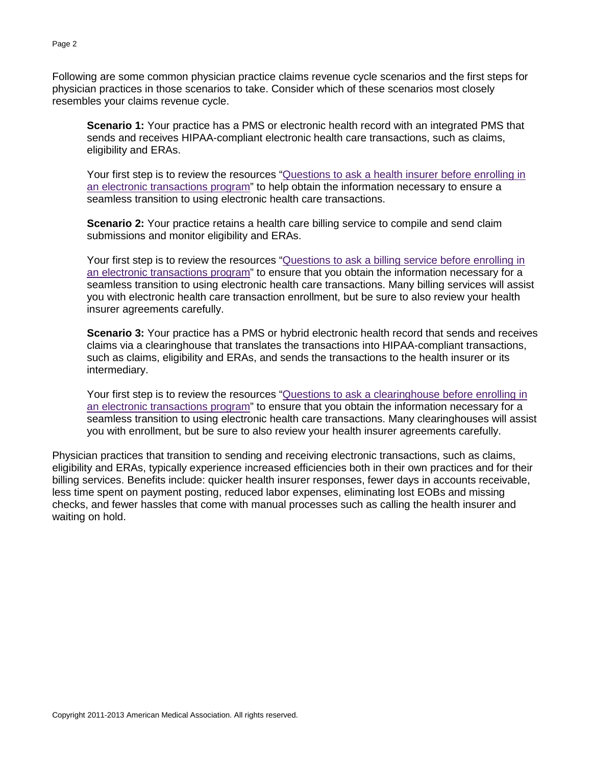Following are some common physician practice claims revenue cycle scenarios and the first steps for physician practices in those scenarios to take. Consider which of these scenarios most closely resembles your claims revenue cycle.

> **Scenario 1:** Your practice has a PMS or electronic health record with an integrated PMS that sends and receives HIPAA-compliant electronic health care transactions, such as claims, eligibility and ERAs.
>
> Your first step is to review the resources "Questions to ask a health insurer before enrolling in an electronic transactions program" to help obtain the information necessary to ensure a seamless transition to using electronic health care transactions.
>
> **Scenario 2:** Your practice retains a health care billing service to compile and send claim submissions and monitor eligibility and ERAs.
>
> Your first step is to review the resources "Questions to ask a billing service before enrolling in an electronic transactions program" to ensure that you obtain the information necessary for a seamless transition to using electronic health care transactions. Many billing services will assist you with electronic health care transaction enrollment, but be sure to also review your health insurer agreements carefully.
>
> **Scenario 3:** Your practice has a PMS or hybrid electronic health record that sends and receives claims via a clearinghouse that translates the transactions into HIPAA-compliant transactions, such as claims, eligibility and ERAs, and sends the transactions to the health insurer or its intermediary.
>
> Your first step is to review the resources "Questions to ask a clearinghouse before enrolling in an electronic transactions program" to ensure that you obtain the information necessary for a seamless transition to using electronic health care transactions. Many clearinghouses will assist you with enrollment, but be sure to also review your health insurer agreements carefully.

Physician practices that transition to sending and receiving electronic transactions, such as claims, eligibility and ERAs, typically experience increased efficiencies both in their own practices and for their billing services. Benefits include: quicker health insurer responses, fewer days in accounts receivable, less time spent on payment posting, reduced labor expenses, eliminating lost EOBs and missing checks, and fewer hassles that come with manual processes such as calling the health insurer and waiting on hold.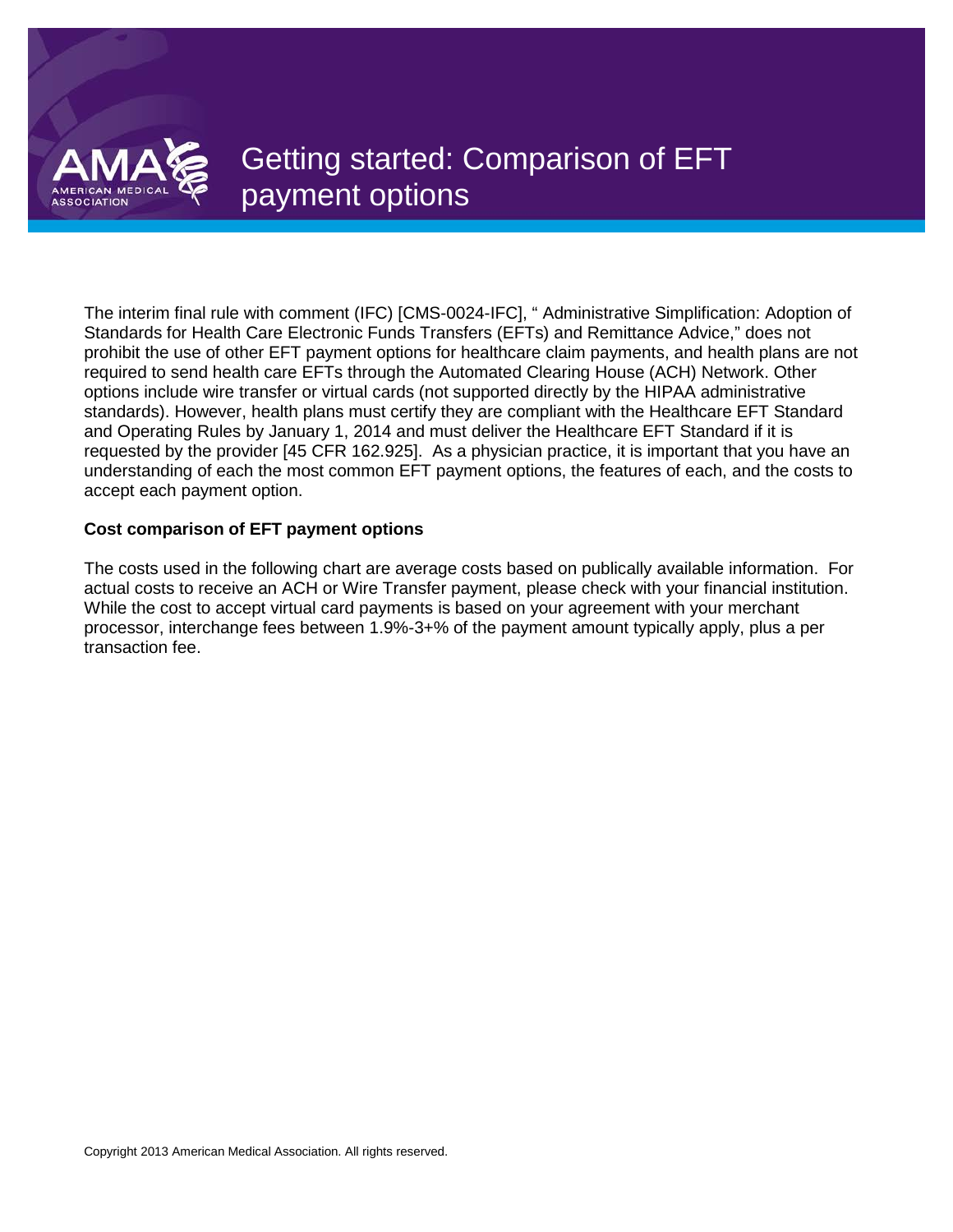# Getting started: Comparison of EFT payment options

The interim final rule with comment (IFC) [CMS-0024-IFC], " Administrative Simplification: Adoption of Standards for Health Care Electronic Funds Transfers (EFTs) and Remittance Advice," does not prohibit the use of other EFT payment options for healthcare claim payments, and health plans are not required to send health care EFTs through the Automated Clearing House (ACH) Network. Other options include wire transfer or virtual cards (not supported directly by the HIPAA administrative standards). However, health plans must certify they are compliant with the Healthcare EFT Standard and Operating Rules by January 1, 2014 and must deliver the Healthcare EFT Standard if it is requested by the provider [45 CFR 162.925]. As a physician practice, it is important that you have an understanding of each the most common EFT payment options, the features of each, and the costs to accept each payment option.

**Cost comparison of EFT payment options**

The costs used in the following chart are average costs based on publically available information. For actual costs to receive an ACH or Wire Transfer payment, please check with your financial institution. While the cost to accept virtual card payments is based on your agreement with your merchant processor, interchange fees between 1.9%-3+% of the payment amount typically apply, plus a per transaction fee.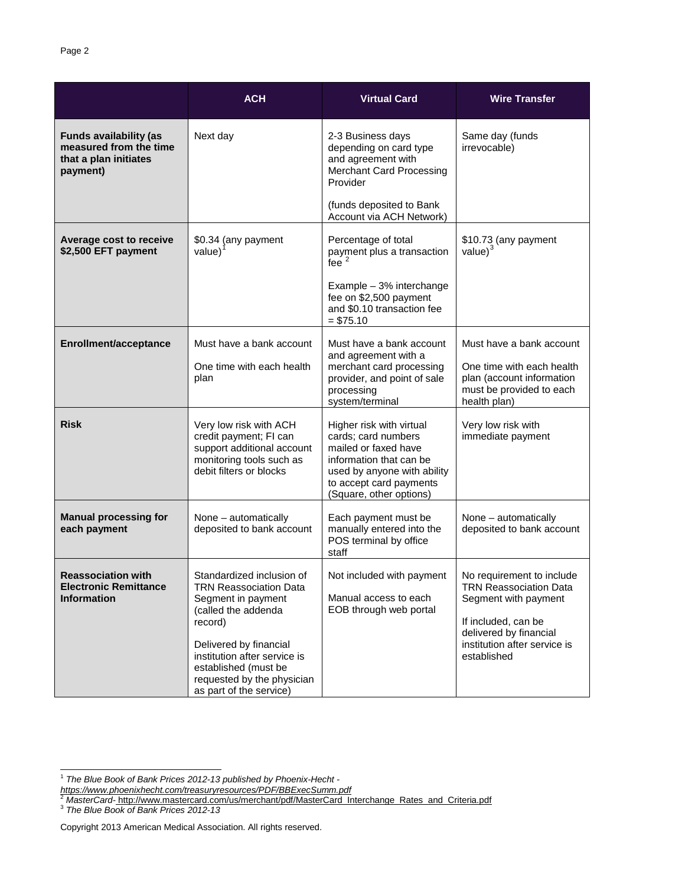| | ACH | Virtual Card | Wire Transfer |
|---|---|---|---|
| **Funds availability (as measured from the time that a plan initiates payment)** | Next day | 2-3 Business days depending on card type and agreement with Merchant Card Processing Provider<br><br>(funds deposited to Bank Account via ACH Network) | Same day (funds irrevocable) |
| **Average cost to receive $2,500 EFT payment** | $0.34 (any payment value)[1] | Percentage of total payment plus a transaction fee [2]<br><br>Example – 3% interchange fee on $2,500 payment and $0.10 transaction fee = $75.10 | $10.73 (any payment value)[3] |
| **Enrollment/acceptance** | Must have a bank account<br><br>One time with each health plan | Must have a bank account and agreement with a merchant card processing provider, and point of sale processing system/terminal | Must have a bank account<br><br>One time with each health plan (account information must be provided to each health plan) |
| **Risk** | Very low risk with ACH credit payment; FI can support additional account monitoring tools such as debit filters or blocks | Higher risk with virtual cards; card numbers mailed or faxed have information that can be used by anyone with ability to accept card payments (Square, other options) | Very low risk with immediate payment |
| **Manual processing for each payment** | None – automatically deposited to bank account | Each payment must be manually entered into the POS terminal by office staff | None – automatically deposited to bank account |
| **Reassociation with Electronic Remittance Information** | Standardized inclusion of TRN Reassociation Data Segment in payment (called the addenda record)<br><br>Delivered by financial institution after service is established (must be requested by the physician as part of the service) | Not included with payment<br><br>Manual access to each EOB through web portal | No requirement to include TRN Reassociation Data Segment with payment<br><br>If included, can be delivered by financial institution after service is established |

[1] *The Blue Book of Bank Prices 2012-13 published by Phoenix-Hecht - https://www.phoenixhecht.com/treasuryresources/PDF/BBExecSumm.pdf*

[2] *MasterCard-* http://www.mastercard.com/us/merchant/pdf/MasterCard_Interchange_Rates_and_Criteria.pdf

[3] *The Blue Book of Bank Prices 2012-13*

Copyright 2013 American Medical Association. All rights reserved.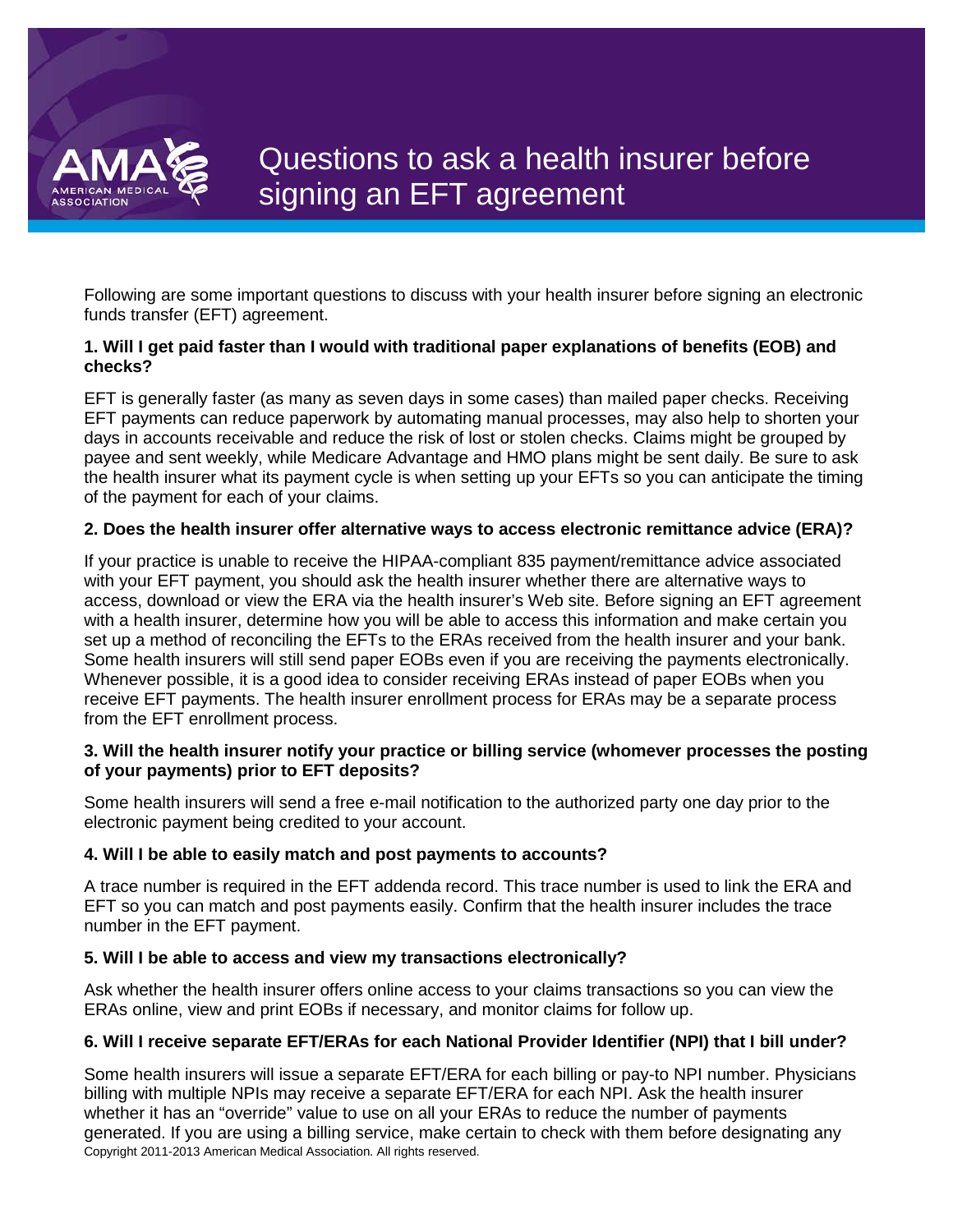# Questions to ask a health insurer before signing an EFT agreement

Following are some important questions to discuss with your health insurer before signing an electronic funds transfer (EFT) agreement.

**1. Will I get paid faster than I would with traditional paper explanations of benefits (EOB) and checks?**

EFT is generally faster (as many as seven days in some cases) than mailed paper checks. Receiving EFT payments can reduce paperwork by automating manual processes, may also help to shorten your days in accounts receivable and reduce the risk of lost or stolen checks. Claims might be grouped by payee and sent weekly, while Medicare Advantage and HMO plans might be sent daily. Be sure to ask the health insurer what its payment cycle is when setting up your EFTs so you can anticipate the timing of the payment for each of your claims.

**2. Does the health insurer offer alternative ways to access electronic remittance advice (ERA)?**

If your practice is unable to receive the HIPAA-compliant 835 payment/remittance advice associated with your EFT payment, you should ask the health insurer whether there are alternative ways to access, download or view the ERA via the health insurer's Web site. Before signing an EFT agreement with a health insurer, determine how you will be able to access this information and make certain you set up a method of reconciling the EFTs to the ERAs received from the health insurer and your bank. Some health insurers will still send paper EOBs even if you are receiving the payments electronically. Whenever possible, it is a good idea to consider receiving ERAs instead of paper EOBs when you receive EFT payments. The health insurer enrollment process for ERAs may be a separate process from the EFT enrollment process.

**3. Will the health insurer notify your practice or billing service (whomever processes the posting of your payments) prior to EFT deposits?**

Some health insurers will send a free e-mail notification to the authorized party one day prior to the electronic payment being credited to your account.

**4. Will I be able to easily match and post payments to accounts?**

A trace number is required in the EFT addenda record. This trace number is used to link the ERA and EFT so you can match and post payments easily. Confirm that the health insurer includes the trace number in the EFT payment.

**5. Will I be able to access and view my transactions electronically?**

Ask whether the health insurer offers online access to your claims transactions so you can view the ERAs online, view and print EOBs if necessary, and monitor claims for follow up.

**6. Will I receive separate EFT/ERAs for each National Provider Identifier (NPI) that I bill under?**

Some health insurers will issue a separate EFT/ERA for each billing or pay-to NPI number. Physicians billing with multiple NPIs may receive a separate EFT/ERA for each NPI. Ask the health insurer whether it has an "override" value to use on all your ERAs to reduce the number of payments generated. If you are using a billing service, make certain to check with them before designating any

Copyright 2011-2013 American Medical Association. All rights reserved.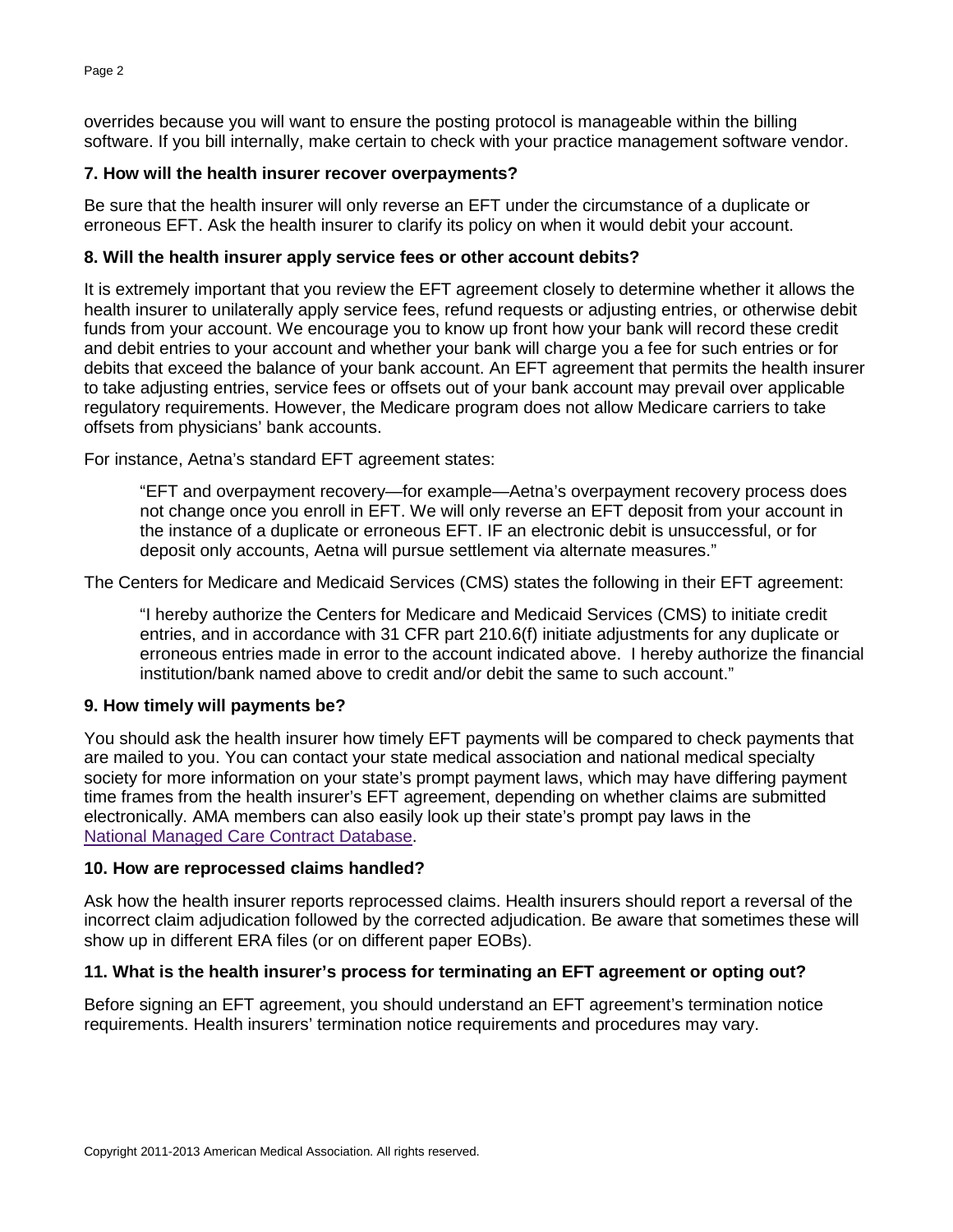overrides because you will want to ensure the posting protocol is manageable within the billing software. If you bill internally, make certain to check with your practice management software vendor.

**7. How will the health insurer recover overpayments?**

Be sure that the health insurer will only reverse an EFT under the circumstance of a duplicate or erroneous EFT. Ask the health insurer to clarify its policy on when it would debit your account.

**8. Will the health insurer apply service fees or other account debits?**

It is extremely important that you review the EFT agreement closely to determine whether it allows the health insurer to unilaterally apply service fees, refund requests or adjusting entries, or otherwise debit funds from your account. We encourage you to know up front how your bank will record these credit and debit entries to your account and whether your bank will charge you a fee for such entries or for debits that exceed the balance of your bank account. An EFT agreement that permits the health insurer to take adjusting entries, service fees or offsets out of your bank account may prevail over applicable regulatory requirements. However, the Medicare program does not allow Medicare carriers to take offsets from physicians' bank accounts.

For instance, Aetna's standard EFT agreement states:

> "EFT and overpayment recovery—for example—Aetna's overpayment recovery process does not change once you enroll in EFT. We will only reverse an EFT deposit from your account in the instance of a duplicate or erroneous EFT. IF an electronic debit is unsuccessful, or for deposit only accounts, Aetna will pursue settlement via alternate measures."

The Centers for Medicare and Medicaid Services (CMS) states the following in their EFT agreement:

> "I hereby authorize the Centers for Medicare and Medicaid Services (CMS) to initiate credit entries, and in accordance with 31 CFR part 210.6(f) initiate adjustments for any duplicate or erroneous entries made in error to the account indicated above. I hereby authorize the financial institution/bank named above to credit and/or debit the same to such account."

**9. How timely will payments be?**

You should ask the health insurer how timely EFT payments will be compared to check payments that are mailed to you. You can contact your state medical association and national medical specialty society for more information on your state's prompt payment laws, which may have differing payment time frames from the health insurer's EFT agreement, depending on whether claims are submitted electronically. AMA members can also easily look up their state's prompt pay laws in the National Managed Care Contract Database.

**10. How are reprocessed claims handled?**

Ask how the health insurer reports reprocessed claims. Health insurers should report a reversal of the incorrect claim adjudication followed by the corrected adjudication. Be aware that sometimes these will show up in different ERA files (or on different paper EOBs).

**11. What is the health insurer's process for terminating an EFT agreement or opting out?**

Before signing an EFT agreement, you should understand an EFT agreement's termination notice requirements. Health insurers' termination notice requirements and procedures may vary.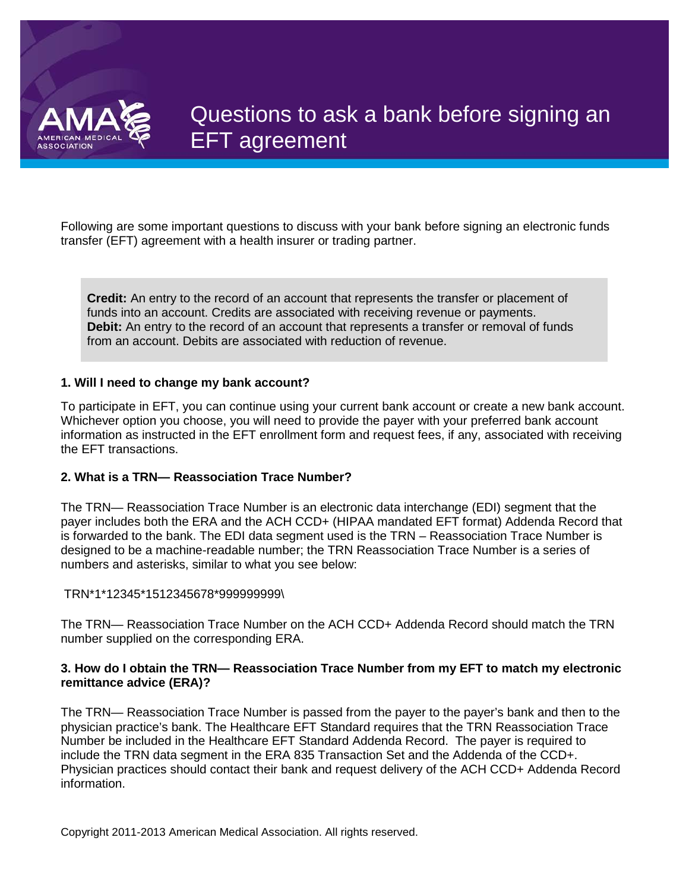# Questions to ask a bank before signing an EFT agreement

Following are some important questions to discuss with your bank before signing an electronic funds transfer (EFT) agreement with a health insurer or trading partner.

> **Credit:** An entry to the record of an account that represents the transfer or placement of funds into an account. Credits are associated with receiving revenue or payments.
> **Debit:** An entry to the record of an account that represents a transfer or removal of funds from an account. Debits are associated with reduction of revenue.

**1. Will I need to change my bank account?**

To participate in EFT, you can continue using your current bank account or create a new bank account. Whichever option you choose, you will need to provide the payer with your preferred bank account information as instructed in the EFT enrollment form and request fees, if any, associated with receiving the EFT transactions.

**2. What is a TRN— Reassociation Trace Number?**

The TRN— Reassociation Trace Number is an electronic data interchange (EDI) segment that the payer includes both the ERA and the ACH CCD+ (HIPAA mandated EFT format) Addenda Record that is forwarded to the bank. The EDI data segment used is the TRN – Reassociation Trace Number is designed to be a machine-readable number; the TRN Reassociation Trace Number is a series of numbers and asterisks, similar to what you see below:

TRN*1*12345*1512345678*999999999\

The TRN— Reassociation Trace Number on the ACH CCD+ Addenda Record should match the TRN number supplied on the corresponding ERA.

**3. How do I obtain the TRN— Reassociation Trace Number from my EFT to match my electronic remittance advice (ERA)?**

The TRN— Reassociation Trace Number is passed from the payer to the payer's bank and then to the physician practice's bank. The Healthcare EFT Standard requires that the TRN Reassociation Trace Number be included in the Healthcare EFT Standard Addenda Record. The payer is required to include the TRN data segment in the ERA 835 Transaction Set and the Addenda of the CCD+. Physician practices should contact their bank and request delivery of the ACH CCD+ Addenda Record information.

Copyright 2011-2013 American Medical Association. All rights reserved.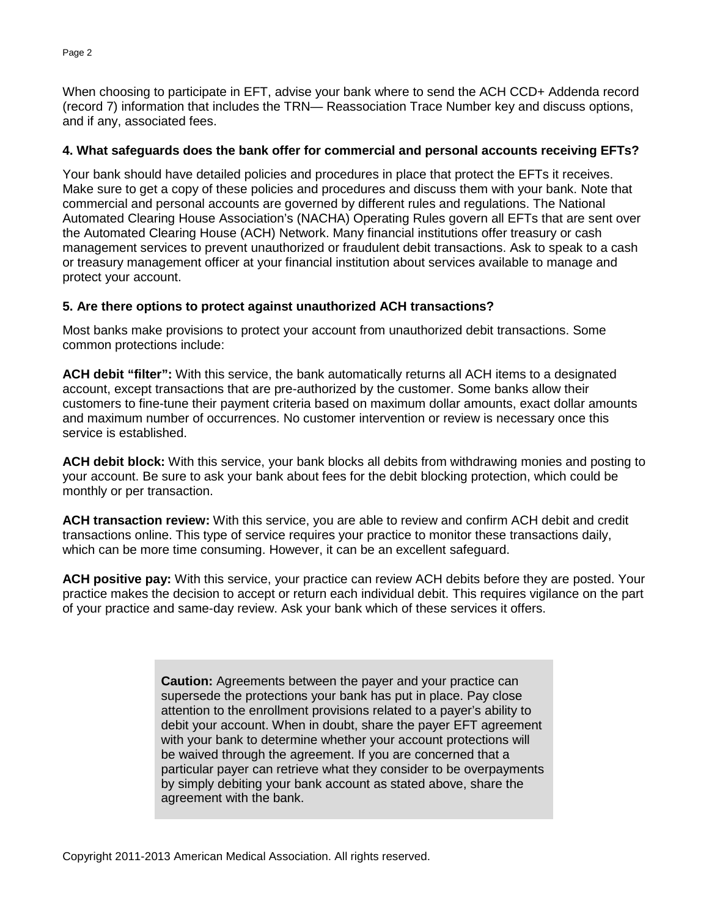When choosing to participate in EFT, advise your bank where to send the ACH CCD+ Addenda record (record 7) information that includes the TRN— Reassociation Trace Number key and discuss options, and if any, associated fees.

### 4. What safeguards does the bank offer for commercial and personal accounts receiving EFTs?

Your bank should have detailed policies and procedures in place that protect the EFTs it receives. Make sure to get a copy of these policies and procedures and discuss them with your bank. Note that commercial and personal accounts are governed by different rules and regulations. The National Automated Clearing House Association's (NACHA) Operating Rules govern all EFTs that are sent over the Automated Clearing House (ACH) Network. Many financial institutions offer treasury or cash management services to prevent unauthorized or fraudulent debit transactions. Ask to speak to a cash or treasury management officer at your financial institution about services available to manage and protect your account.

### 5. Are there options to protect against unauthorized ACH transactions?

Most banks make provisions to protect your account from unauthorized debit transactions. Some common protections include:

**ACH debit "filter":** With this service, the bank automatically returns all ACH items to a designated account, except transactions that are pre-authorized by the customer. Some banks allow their customers to fine-tune their payment criteria based on maximum dollar amounts, exact dollar amounts and maximum number of occurrences. No customer intervention or review is necessary once this service is established.

**ACH debit block:** With this service, your bank blocks all debits from withdrawing monies and posting to your account. Be sure to ask your bank about fees for the debit blocking protection, which could be monthly or per transaction.

**ACH transaction review:** With this service, you are able to review and confirm ACH debit and credit transactions online. This type of service requires your practice to monitor these transactions daily, which can be more time consuming. However, it can be an excellent safeguard.

**ACH positive pay:** With this service, your practice can review ACH debits before they are posted. Your practice makes the decision to accept or return each individual debit. This requires vigilance on the part of your practice and same-day review. Ask your bank which of these services it offers.

> **Caution:** Agreements between the payer and your practice can supersede the protections your bank has put in place. Pay close attention to the enrollment provisions related to a payer's ability to debit your account. When in doubt, share the payer EFT agreement with your bank to determine whether your account protections will be waived through the agreement. If you are concerned that a particular payer can retrieve what they consider to be overpayments by simply debiting your bank account as stated above, share the agreement with the bank.

Copyright 2011-2013 American Medical Association. All rights reserved.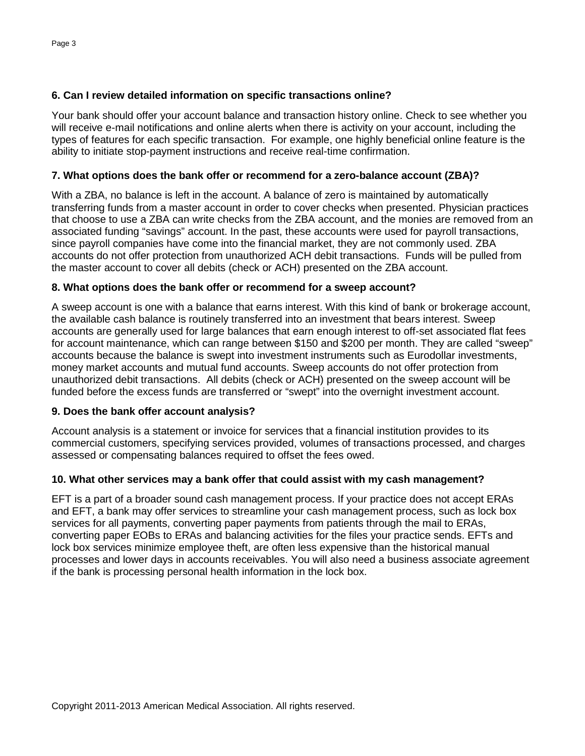**6. Can I review detailed information on specific transactions online?**

Your bank should offer your account balance and transaction history online. Check to see whether you will receive e-mail notifications and online alerts when there is activity on your account, including the types of features for each specific transaction. For example, one highly beneficial online feature is the ability to initiate stop-payment instructions and receive real-time confirmation.

**7. What options does the bank offer or recommend for a zero-balance account (ZBA)?**

With a ZBA, no balance is left in the account. A balance of zero is maintained by automatically transferring funds from a master account in order to cover checks when presented. Physician practices that choose to use a ZBA can write checks from the ZBA account, and the monies are removed from an associated funding "savings" account. In the past, these accounts were used for payroll transactions, since payroll companies have come into the financial market, they are not commonly used. ZBA accounts do not offer protection from unauthorized ACH debit transactions. Funds will be pulled from the master account to cover all debits (check or ACH) presented on the ZBA account.

**8. What options does the bank offer or recommend for a sweep account?**

A sweep account is one with a balance that earns interest. With this kind of bank or brokerage account, the available cash balance is routinely transferred into an investment that bears interest. Sweep accounts are generally used for large balances that earn enough interest to off-set associated flat fees for account maintenance, which can range between $150 and $200 per month. They are called "sweep" accounts because the balance is swept into investment instruments such as Eurodollar investments, money market accounts and mutual fund accounts. Sweep accounts do not offer protection from unauthorized debit transactions. All debits (check or ACH) presented on the sweep account will be funded before the excess funds are transferred or "swept" into the overnight investment account.

**9. Does the bank offer account analysis?**

Account analysis is a statement or invoice for services that a financial institution provides to its commercial customers, specifying services provided, volumes of transactions processed, and charges assessed or compensating balances required to offset the fees owed.

**10. What other services may a bank offer that could assist with my cash management?**

EFT is a part of a broader sound cash management process. If your practice does not accept ERAs and EFT, a bank may offer services to streamline your cash management process, such as lock box services for all payments, converting paper payments from patients through the mail to ERAs, converting paper EOBs to ERAs and balancing activities for the files your practice sends. EFTs and lock box services minimize employee theft, are often less expensive than the historical manual processes and lower days in accounts receivables. You will also need a business associate agreement if the bank is processing personal health information in the lock box.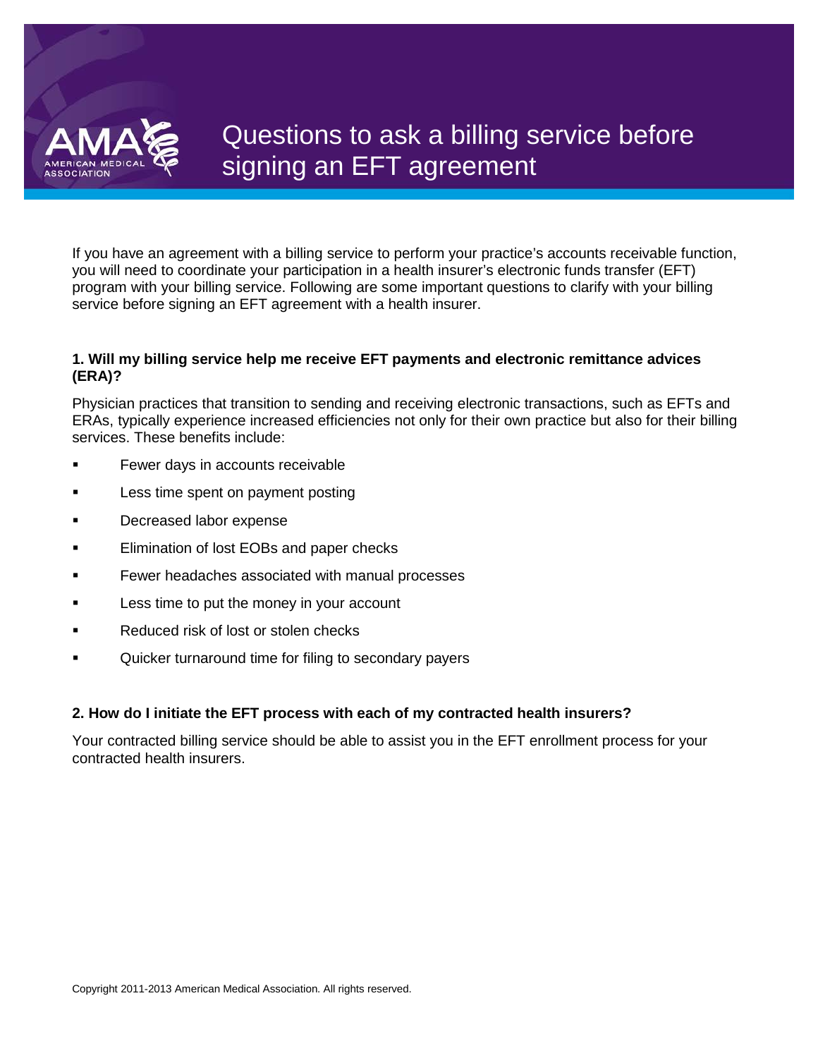# Questions to ask a billing service before signing an EFT agreement

If you have an agreement with a billing service to perform your practice's accounts receivable function, you will need to coordinate your participation in a health insurer's electronic funds transfer (EFT) program with your billing service. Following are some important questions to clarify with your billing service before signing an EFT agreement with a health insurer.

**1. Will my billing service help me receive EFT payments and electronic remittance advices (ERA)?**

Physician practices that transition to sending and receiving electronic transactions, such as EFTs and ERAs, typically experience increased efficiencies not only for their own practice but also for their billing services. These benefits include:

- Fewer days in accounts receivable
- Less time spent on payment posting
- Decreased labor expense
- Elimination of lost EOBs and paper checks
- Fewer headaches associated with manual processes
- Less time to put the money in your account
- Reduced risk of lost or stolen checks
- Quicker turnaround time for filing to secondary payers

**2. How do I initiate the EFT process with each of my contracted health insurers?**

Your contracted billing service should be able to assist you in the EFT enrollment process for your contracted health insurers.

Copyright 2011-2013 American Medical Association. All rights reserved.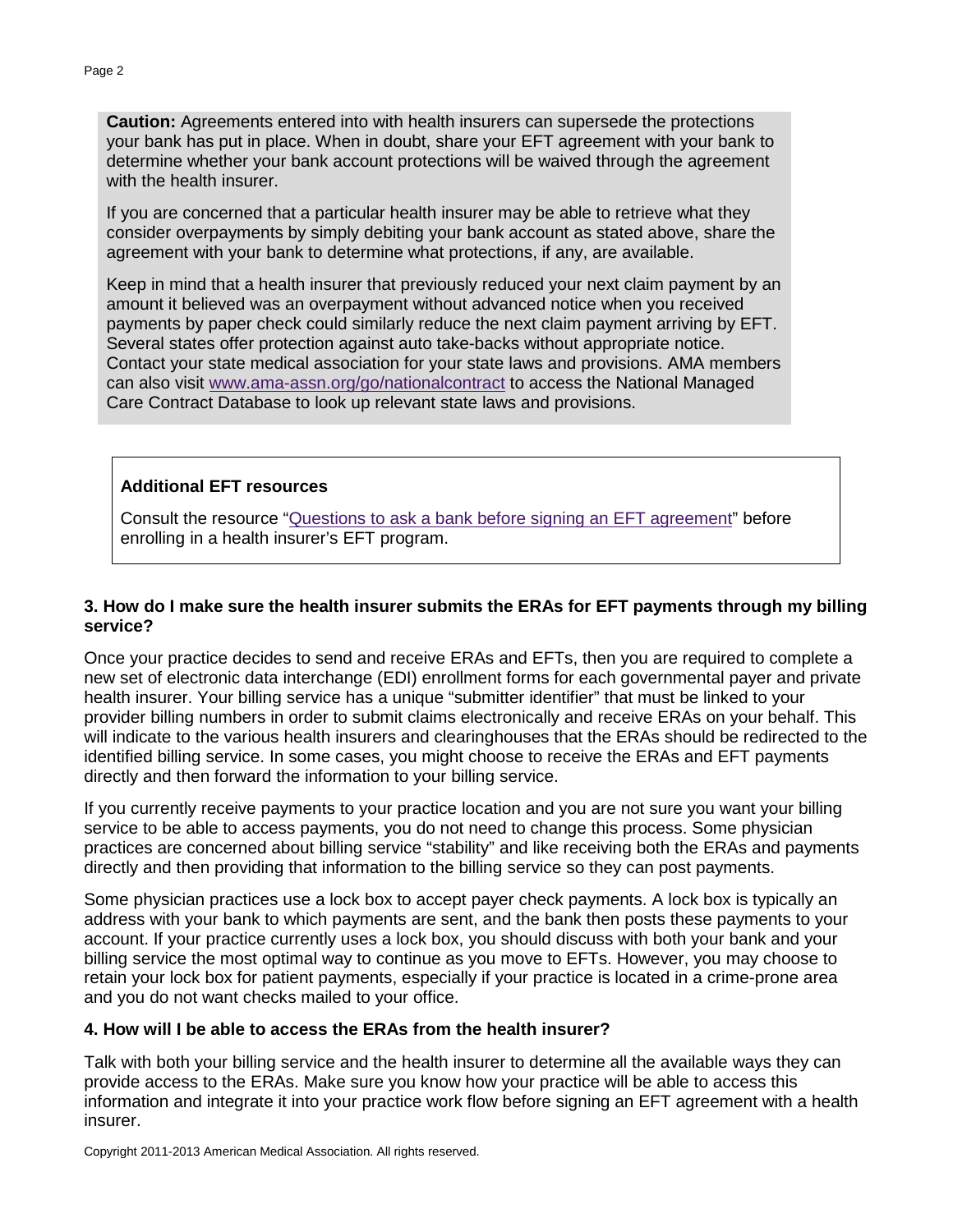**Caution:** Agreements entered into with health insurers can supersede the protections your bank has put in place. When in doubt, share your EFT agreement with your bank to determine whether your bank account protections will be waived through the agreement with the health insurer.

If you are concerned that a particular health insurer may be able to retrieve what they consider overpayments by simply debiting your bank account as stated above, share the agreement with your bank to determine what protections, if any, are available.

Keep in mind that a health insurer that previously reduced your next claim payment by an amount it believed was an overpayment without advanced notice when you received payments by paper check could similarly reduce the next claim payment arriving by EFT. Several states offer protection against auto take-backs without appropriate notice. Contact your state medical association for your state laws and provisions. AMA members can also visit www.ama-assn.org/go/nationalcontract to access the National Managed Care Contract Database to look up relevant state laws and provisions.

**Additional EFT resources**

Consult the resource "Questions to ask a bank before signing an EFT agreement" before enrolling in a health insurer's EFT program.

**3. How do I make sure the health insurer submits the ERAs for EFT payments through my billing service?**

Once your practice decides to send and receive ERAs and EFTs, then you are required to complete a new set of electronic data interchange (EDI) enrollment forms for each governmental payer and private health insurer. Your billing service has a unique "submitter identifier" that must be linked to your provider billing numbers in order to submit claims electronically and receive ERAs on your behalf. This will indicate to the various health insurers and clearinghouses that the ERAs should be redirected to the identified billing service. In some cases, you might choose to receive the ERAs and EFT payments directly and then forward the information to your billing service.

If you currently receive payments to your practice location and you are not sure you want your billing service to be able to access payments, you do not need to change this process. Some physician practices are concerned about billing service "stability" and like receiving both the ERAs and payments directly and then providing that information to the billing service so they can post payments.

Some physician practices use a lock box to accept payer check payments. A lock box is typically an address with your bank to which payments are sent, and the bank then posts these payments to your account. If your practice currently uses a lock box, you should discuss with both your bank and your billing service the most optimal way to continue as you move to EFTs. However, you may choose to retain your lock box for patient payments, especially if your practice is located in a crime-prone area and you do not want checks mailed to your office.

**4. How will I be able to access the ERAs from the health insurer?**

Talk with both your billing service and the health insurer to determine all the available ways they can provide access to the ERAs. Make sure you know how your practice will be able to access this information and integrate it into your practice work flow before signing an EFT agreement with a health insurer.

Copyright 2011-2013 American Medical Association. All rights reserved.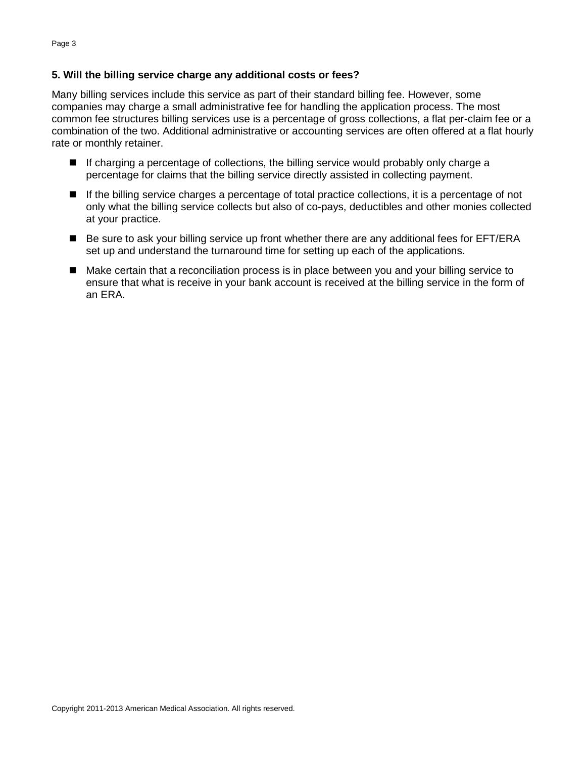**5. Will the billing service charge any additional costs or fees?**

Many billing services include this service as part of their standard billing fee. However, some companies may charge a small administrative fee for handling the application process. The most common fee structures billing services use is a percentage of gross collections, a flat per-claim fee or a combination of the two. Additional administrative or accounting services are often offered at a flat hourly rate or monthly retainer.

- If charging a percentage of collections, the billing service would probably only charge a percentage for claims that the billing service directly assisted in collecting payment.
- If the billing service charges a percentage of total practice collections, it is a percentage of not only what the billing service collects but also of co-pays, deductibles and other monies collected at your practice.
- Be sure to ask your billing service up front whether there are any additional fees for EFT/ERA set up and understand the turnaround time for setting up each of the applications.
- Make certain that a reconciliation process is in place between you and your billing service to ensure that what is receive in your bank account is received at the billing service in the form of an ERA.

Copyright 2011-2013 American Medical Association. All rights reserved.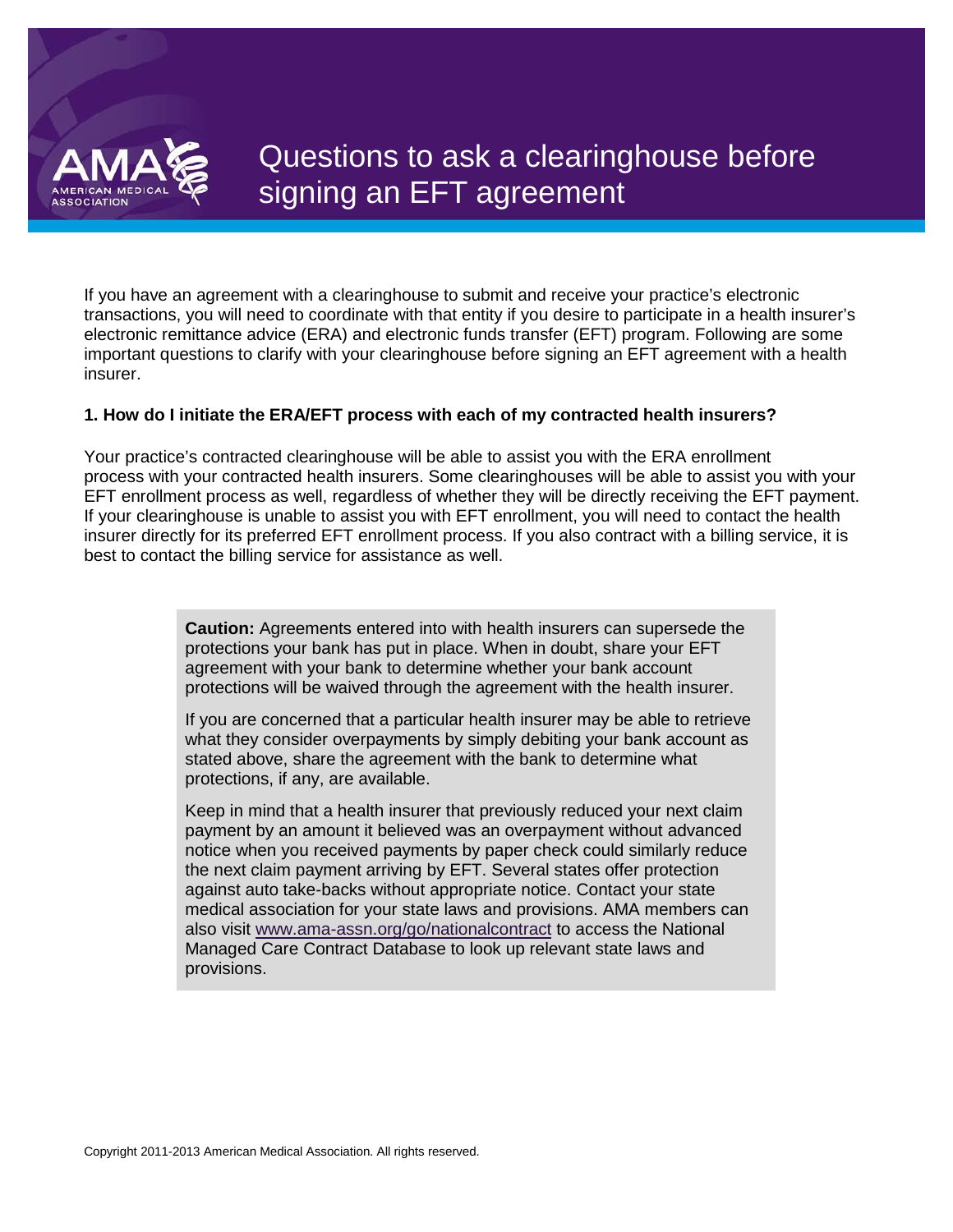# Questions to ask a clearinghouse before signing an EFT agreement

If you have an agreement with a clearinghouse to submit and receive your practice's electronic transactions, you will need to coordinate with that entity if you desire to participate in a health insurer's electronic remittance advice (ERA) and electronic funds transfer (EFT) program. Following are some important questions to clarify with your clearinghouse before signing an EFT agreement with a health insurer.

**1. How do I initiate the ERA/EFT process with each of my contracted health insurers?**

Your practice's contracted clearinghouse will be able to assist you with the ERA enrollment process with your contracted health insurers. Some clearinghouses will be able to assist you with your EFT enrollment process as well, regardless of whether they will be directly receiving the EFT payment. If your clearinghouse is unable to assist you with EFT enrollment, you will need to contact the health insurer directly for its preferred EFT enrollment process. If you also contract with a billing service, it is best to contact the billing service for assistance as well.

> **Caution:** Agreements entered into with health insurers can supersede the protections your bank has put in place. When in doubt, share your EFT agreement with your bank to determine whether your bank account protections will be waived through the agreement with the health insurer.
>
> If you are concerned that a particular health insurer may be able to retrieve what they consider overpayments by simply debiting your bank account as stated above, share the agreement with the bank to determine what protections, if any, are available.
>
> Keep in mind that a health insurer that previously reduced your next claim payment by an amount it believed was an overpayment without advanced notice when you received payments by paper check could similarly reduce the next claim payment arriving by EFT. Several states offer protection against auto take-backs without appropriate notice. Contact your state medical association for your state laws and provisions. AMA members can also visit www.ama-assn.org/go/nationalcontract to access the National Managed Care Contract Database to look up relevant state laws and provisions.

Copyright 2011-2013 American Medical Association. All rights reserved.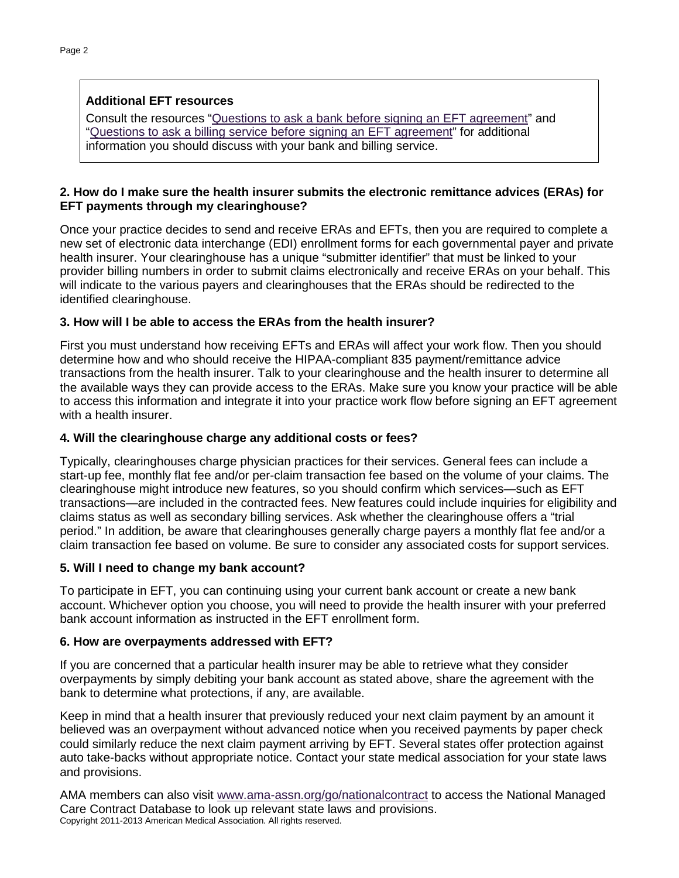**Additional EFT resources**

Consult the resources "[Questions to ask a bank before signing an EFT agreement]" and "[Questions to ask a billing service before signing an EFT agreement]" for additional information you should discuss with your bank and billing service.

**2. How do I make sure the health insurer submits the electronic remittance advices (ERAs) for EFT payments through my clearinghouse?**

Once your practice decides to send and receive ERAs and EFTs, then you are required to complete a new set of electronic data interchange (EDI) enrollment forms for each governmental payer and private health insurer. Your clearinghouse has a unique "submitter identifier" that must be linked to your provider billing numbers in order to submit claims electronically and receive ERAs on your behalf. This will indicate to the various payers and clearinghouses that the ERAs should be redirected to the identified clearinghouse.

**3. How will I be able to access the ERAs from the health insurer?**

First you must understand how receiving EFTs and ERAs will affect your work flow. Then you should determine how and who should receive the HIPAA-compliant 835 payment/remittance advice transactions from the health insurer. Talk to your clearinghouse and the health insurer to determine all the available ways they can provide access to the ERAs. Make sure you know your practice will be able to access this information and integrate it into your practice work flow before signing an EFT agreement with a health insurer.

**4. Will the clearinghouse charge any additional costs or fees?**

Typically, clearinghouses charge physician practices for their services. General fees can include a start-up fee, monthly flat fee and/or per-claim transaction fee based on the volume of your claims. The clearinghouse might introduce new features, so you should confirm which services—such as EFT transactions—are included in the contracted fees. New features could include inquiries for eligibility and claims status as well as secondary billing services. Ask whether the clearinghouse offers a "trial period." In addition, be aware that clearinghouses generally charge payers a monthly flat fee and/or a claim transaction fee based on volume. Be sure to consider any associated costs for support services.

**5. Will I need to change my bank account?**

To participate in EFT, you can continuing using your current bank account or create a new bank account. Whichever option you choose, you will need to provide the health insurer with your preferred bank account information as instructed in the EFT enrollment form.

**6. How are overpayments addressed with EFT?**

If you are concerned that a particular health insurer may be able to retrieve what they consider overpayments by simply debiting your bank account as stated above, share the agreement with the bank to determine what protections, if any, are available.

Keep in mind that a health insurer that previously reduced your next claim payment by an amount it believed was an overpayment without advanced notice when you received payments by paper check could similarly reduce the next claim payment arriving by EFT. Several states offer protection against auto take-backs without appropriate notice. Contact your state medical association for your state laws and provisions.

AMA members can also visit www.ama-assn.org/go/nationalcontract to access the National Managed Care Contract Database to look up relevant state laws and provisions.

Copyright 2011-2013 American Medical Association. All rights reserved.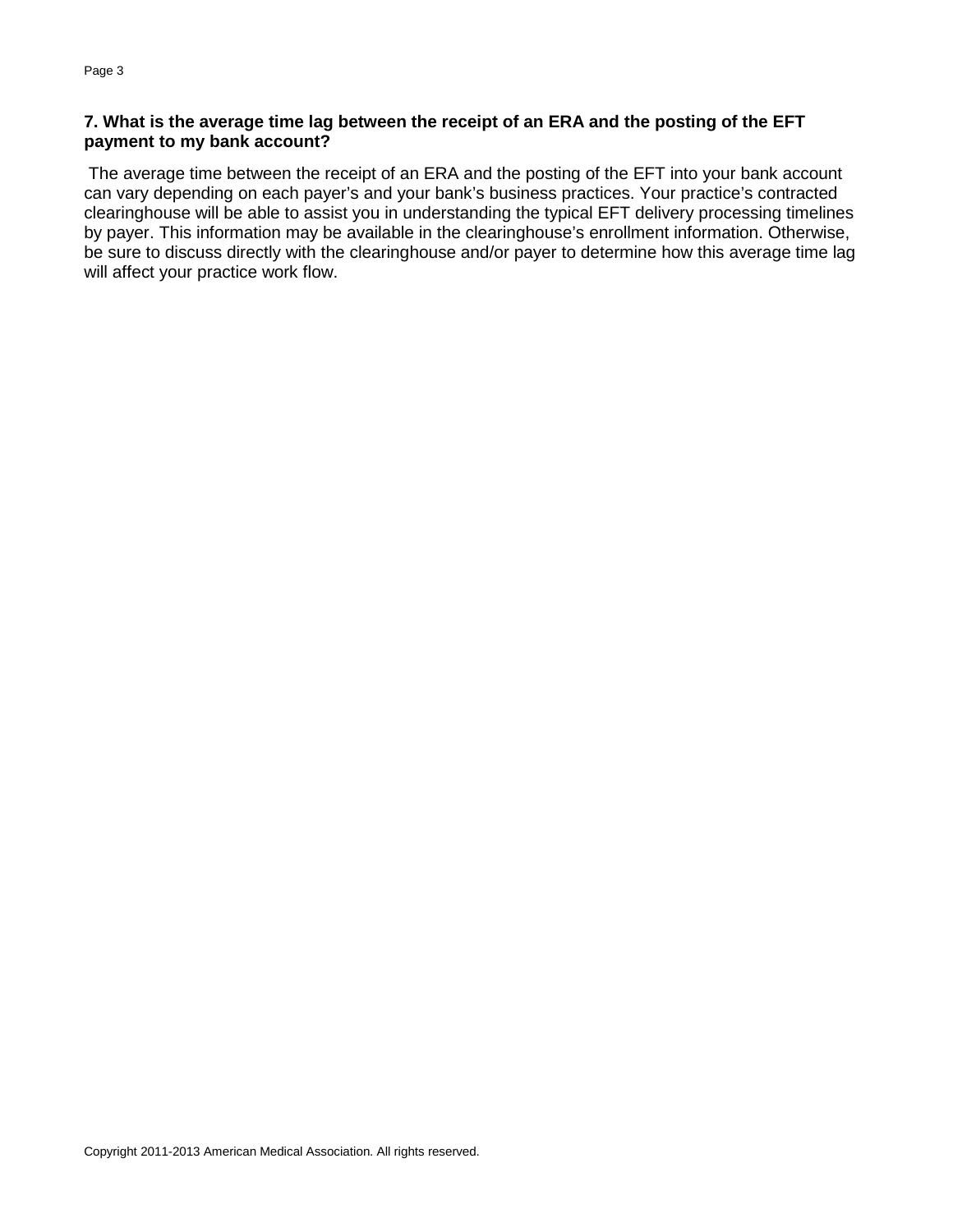**7. What is the average time lag between the receipt of an ERA and the posting of the EFT payment to my bank account?**

The average time between the receipt of an ERA and the posting of the EFT into your bank account can vary depending on each payer's and your bank's business practices. Your practice's contracted clearinghouse will be able to assist you in understanding the typical EFT delivery processing timelines by payer. This information may be available in the clearinghouse's enrollment information. Otherwise, be sure to discuss directly with the clearinghouse and/or payer to determine how this average time lag will affect your practice work flow.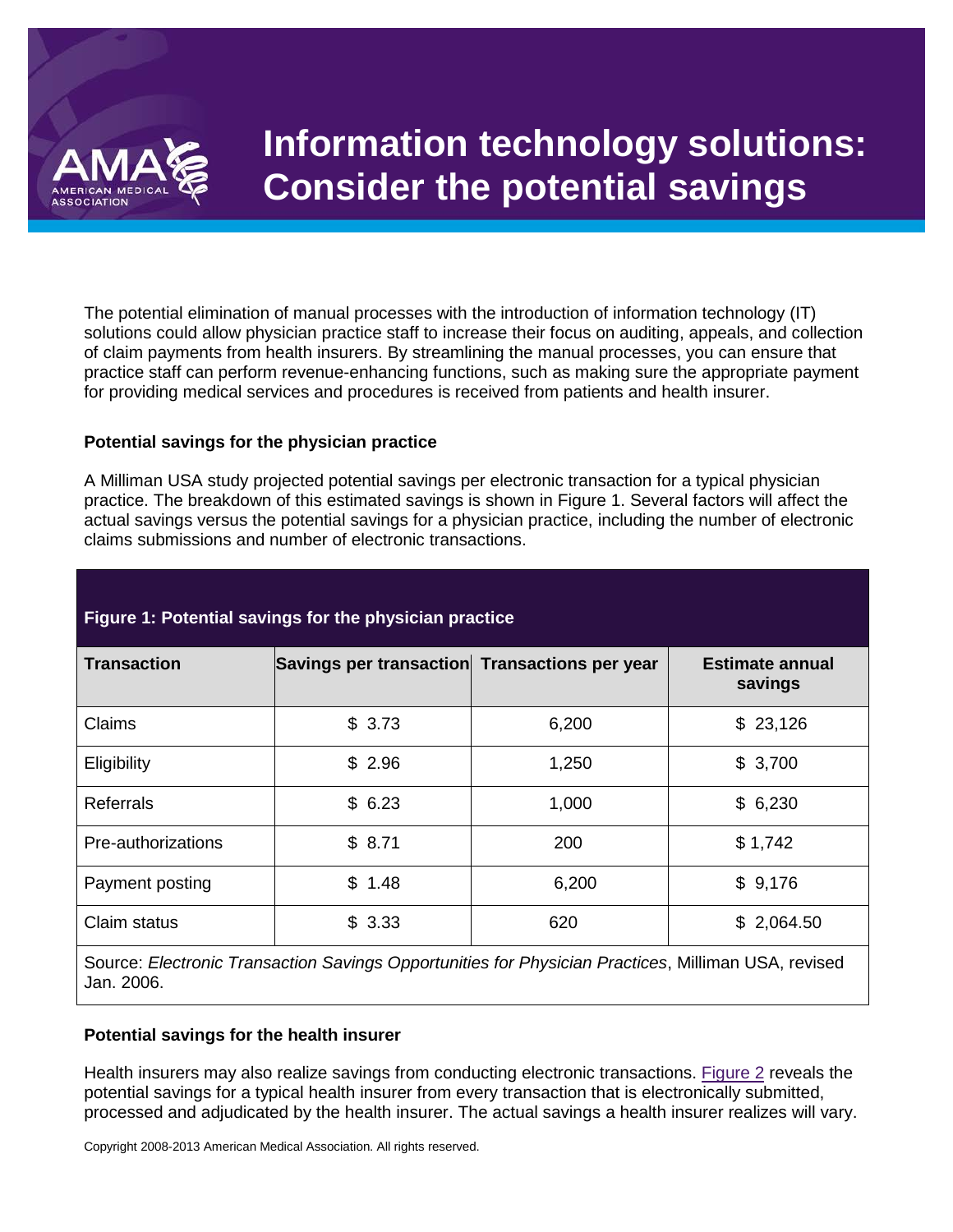# Information technology solutions: Consider the potential savings

The potential elimination of manual processes with the introduction of information technology (IT) solutions could allow physician practice staff to increase their focus on auditing, appeals, and collection of claim payments from health insurers. By streamlining the manual processes, you can ensure that practice staff can perform revenue-enhancing functions, such as making sure the appropriate payment for providing medical services and procedures is received from patients and health insurer.

**Potential savings for the physician practice**

A Milliman USA study projected potential savings per electronic transaction for a typical physician practice. The breakdown of this estimated savings is shown in Figure 1. Several factors will affect the actual savings versus the potential savings for a physician practice, including the number of electronic claims submissions and number of electronic transactions.

**Figure 1: Potential savings for the physician practice**

| Transaction | Savings per transaction | Transactions per year | Estimate annual savings |
|---|---|---|---|
| Claims | $ 3.73 | 6,200 | $ 23,126 |
| Eligibility | $ 2.96 | 1,250 | $ 3,700 |
| Referrals | $ 6.23 | 1,000 | $ 6,230 |
| Pre-authorizations | $ 8.71 | 200 | $ 1,742 |
| Payment posting | $ 1.48 | 6,200 | $ 9,176 |
| Claim status | $ 3.33 | 620 | $ 2,064.50 |

Source: *Electronic Transaction Savings Opportunities for Physician Practices*, Milliman USA, revised Jan. 2006.

**Potential savings for the health insurer**

Health insurers may also realize savings from conducting electronic transactions. Figure 2 reveals the potential savings for a typical health insurer from every transaction that is electronically submitted, processed and adjudicated by the health insurer. The actual savings a health insurer realizes will vary.

Copyright 2008-2013 American Medical Association. All rights reserved.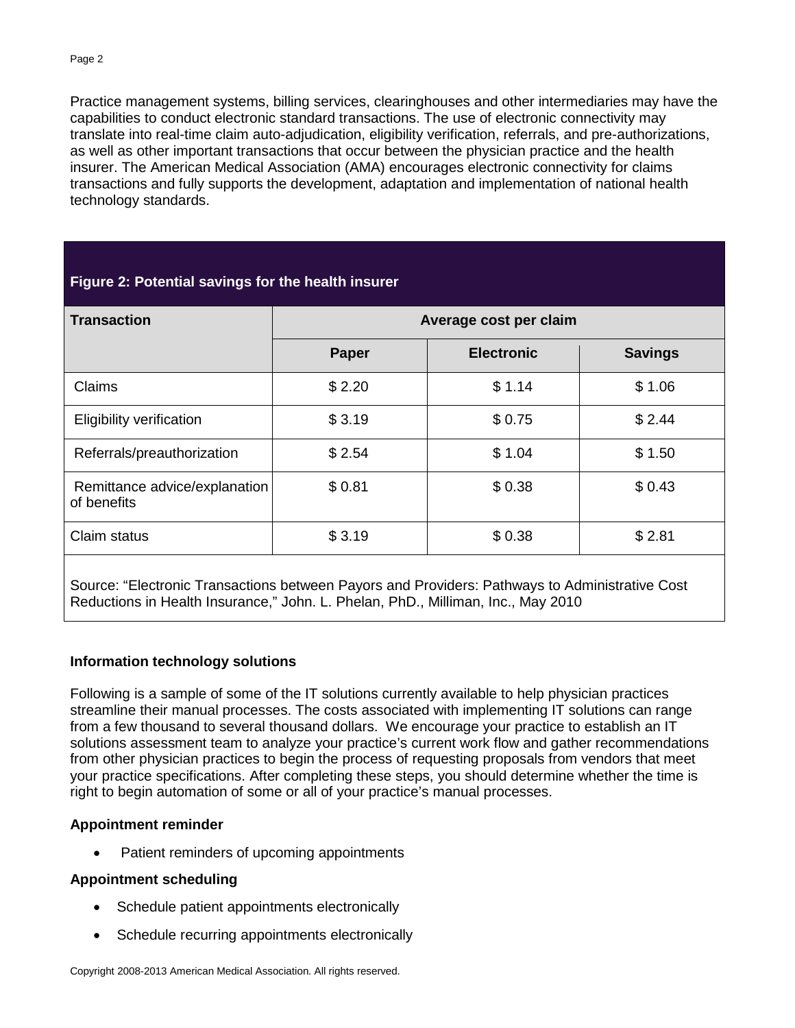Practice management systems, billing services, clearinghouses and other intermediaries may have the capabilities to conduct electronic standard transactions. The use of electronic connectivity may translate into real-time claim auto-adjudication, eligibility verification, referrals, and pre-authorizations, as well as other important transactions that occur between the physician practice and the health insurer. The American Medical Association (AMA) encourages electronic connectivity for claims transactions and fully supports the development, adaptation and implementation of national health technology standards.

**Figure 2: Potential savings for the health insurer**

| Transaction | Average cost per claim | | |
|---|---|---|---|
| | **Paper** | **Electronic** | **Savings** |
| Claims | $ 2.20 | $ 1.14 | $ 1.06 |
| Eligibility verification | $ 3.19 | $ 0.75 | $ 2.44 |
| Referrals/preauthorization | $ 2.54 | $ 1.04 | $ 1.50 |
| Remittance advice/explanation of benefits | $ 0.81 | $ 0.38 | $ 0.43 |
| Claim status | $ 3.19 | $ 0.38 | $ 2.81 |

Source: "Electronic Transactions between Payors and Providers: Pathways to Administrative Cost Reductions in Health Insurance," John. L. Phelan, PhD., Milliman, Inc., May 2010

### Information technology solutions

Following is a sample of some of the IT solutions currently available to help physician practices streamline their manual processes. The costs associated with implementing IT solutions can range from a few thousand to several thousand dollars. We encourage your practice to establish an IT solutions assessment team to analyze your practice's current work flow and gather recommendations from other physician practices to begin the process of requesting proposals from vendors that meet your practice specifications. After completing these steps, you should determine whether the time is right to begin automation of some or all of your practice's manual processes.

**Appointment reminder**

- Patient reminders of upcoming appointments

**Appointment scheduling**

- Schedule patient appointments electronically
- Schedule recurring appointments electronically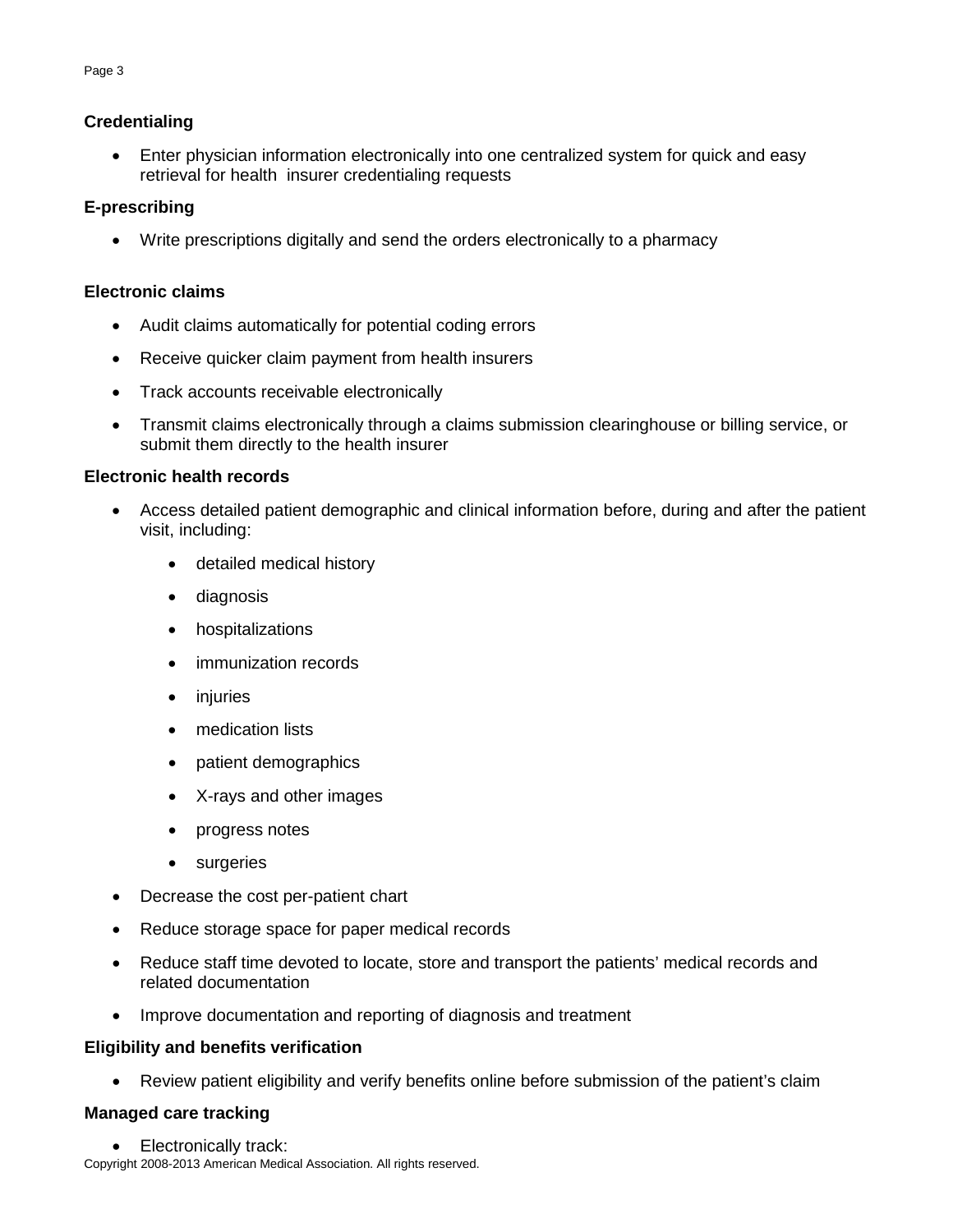**Credentialing**

- Enter physician information electronically into one centralized system for quick and easy retrieval for health insurer credentialing requests

**E-prescribing**

- Write prescriptions digitally and send the orders electronically to a pharmacy

**Electronic claims**

- Audit claims automatically for potential coding errors
- Receive quicker claim payment from health insurers
- Track accounts receivable electronically
- Transmit claims electronically through a claims submission clearinghouse or billing service, or submit them directly to the health insurer

**Electronic health records**

- Access detailed patient demographic and clinical information before, during and after the patient visit, including:
  - detailed medical history
  - diagnosis
  - hospitalizations
  - immunization records
  - injuries
  - medication lists
  - patient demographics
  - X-rays and other images
  - progress notes
  - surgeries
- Decrease the cost per-patient chart
- Reduce storage space for paper medical records
- Reduce staff time devoted to locate, store and transport the patients' medical records and related documentation
- Improve documentation and reporting of diagnosis and treatment

**Eligibility and benefits verification**

- Review patient eligibility and verify benefits online before submission of the patient's claim

**Managed care tracking**

- Electronically track: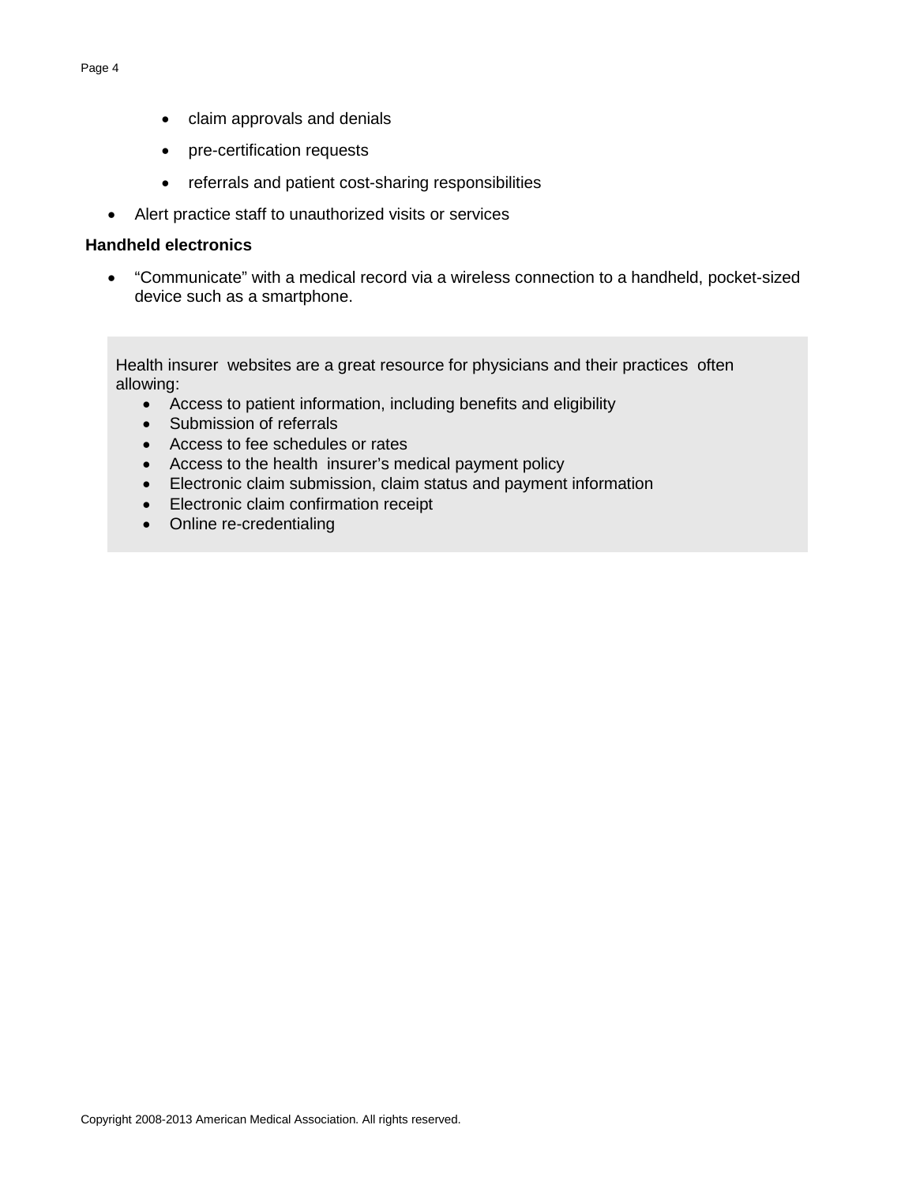- claim approvals and denials
  - pre-certification requests
  - referrals and patient cost-sharing responsibilities
- Alert practice staff to unauthorized visits or services

**Handheld electronics**

- "Communicate" with a medical record via a wireless connection to a handheld, pocket-sized device such as a smartphone.

> Health insurer websites are a great resource for physicians and their practices often allowing:
> - Access to patient information, including benefits and eligibility
> - Submission of referrals
> - Access to fee schedules or rates
> - Access to the health insurer's medical payment policy
> - Electronic claim submission, claim status and payment information
> - Electronic claim confirmation receipt
> - Online re-credentialing

Copyright 2008-2013 American Medical Association. All rights reserved.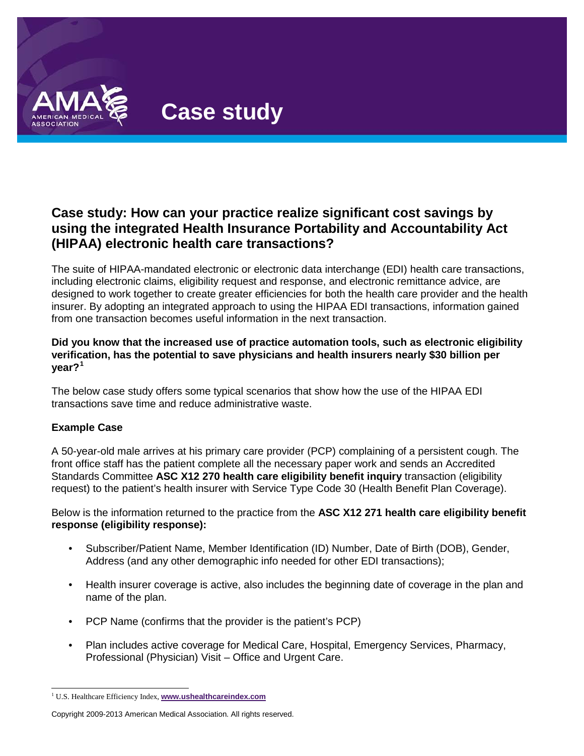# Case study

## Case study: How can your practice realize significant cost savings by using the integrated Health Insurance Portability and Accountability Act (HIPAA) electronic health care transactions?

The suite of HIPAA-mandated electronic or electronic data interchange (EDI) health care transactions, including electronic claims, eligibility request and response, and electronic remittance advice, are designed to work together to create greater efficiencies for both the health care provider and the health insurer. By adopting an integrated approach to using the HIPAA EDI transactions, information gained from one transaction becomes useful information in the next transaction.

**Did you know that the increased use of practice automation tools, such as electronic eligibility verification, has the potential to save physicians and health insurers nearly $30 billion per year?[1]**

The below case study offers some typical scenarios that show how the use of the HIPAA EDI transactions save time and reduce administrative waste.

### Example Case

A 50-year-old male arrives at his primary care provider (PCP) complaining of a persistent cough. The front office staff has the patient complete all the necessary paper work and sends an Accredited Standards Committee **ASC X12 270 health care eligibility benefit inquiry** transaction (eligibility request) to the patient's health insurer with Service Type Code 30 (Health Benefit Plan Coverage).

Below is the information returned to the practice from the **ASC X12 271 health care eligibility benefit response (eligibility response):**

- Subscriber/Patient Name, Member Identification (ID) Number, Date of Birth (DOB), Gender, Address (and any other demographic info needed for other EDI transactions);
- Health insurer coverage is active, also includes the beginning date of coverage in the plan and name of the plan.
- PCP Name (confirms that the provider is the patient's PCP)
- Plan includes active coverage for Medical Care, Hospital, Emergency Services, Pharmacy, Professional (Physician) Visit – Office and Urgent Care.

[1] U.S. Healthcare Efficiency Index, www.ushealthcareindex.com

Copyright 2009-2013 American Medical Association. All rights reserved.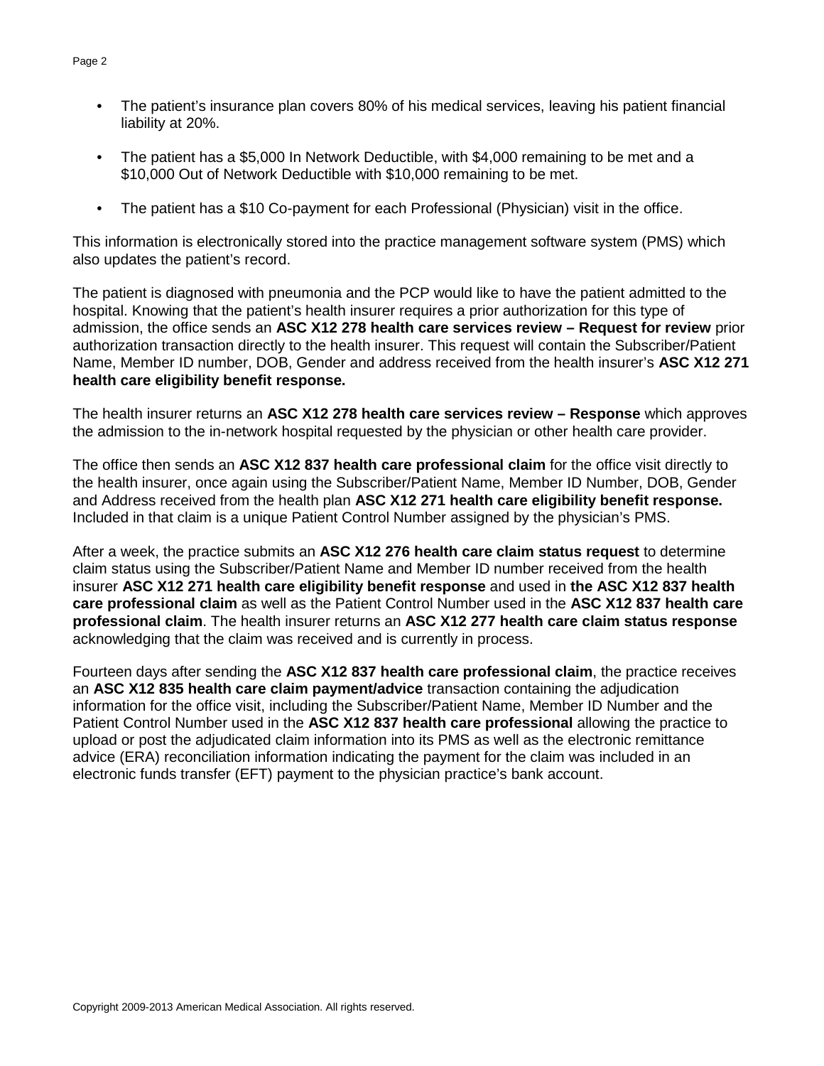- The patient's insurance plan covers 80% of his medical services, leaving his patient financial liability at 20%.
- The patient has a $5,000 In Network Deductible, with $4,000 remaining to be met and a $10,000 Out of Network Deductible with $10,000 remaining to be met.
- The patient has a $10 Co-payment for each Professional (Physician) visit in the office.

This information is electronically stored into the practice management software system (PMS) which also updates the patient's record.

The patient is diagnosed with pneumonia and the PCP would like to have the patient admitted to the hospital. Knowing that the patient's health insurer requires a prior authorization for this type of admission, the office sends an **ASC X12 278 health care services review – Request for review** prior authorization transaction directly to the health insurer. This request will contain the Subscriber/Patient Name, Member ID number, DOB, Gender and address received from the health insurer's **ASC X12 271 health care eligibility benefit response.**

The health insurer returns an **ASC X12 278 health care services review – Response** which approves the admission to the in-network hospital requested by the physician or other health care provider.

The office then sends an **ASC X12 837 health care professional claim** for the office visit directly to the health insurer, once again using the Subscriber/Patient Name, Member ID Number, DOB, Gender and Address received from the health plan **ASC X12 271 health care eligibility benefit response.** Included in that claim is a unique Patient Control Number assigned by the physician's PMS.

After a week, the practice submits an **ASC X12 276 health care claim status request** to determine claim status using the Subscriber/Patient Name and Member ID number received from the health insurer **ASC X12 271 health care eligibility benefit response** and used in **the ASC X12 837 health care professional claim** as well as the Patient Control Number used in the **ASC X12 837 health care professional claim**. The health insurer returns an **ASC X12 277 health care claim status response** acknowledging that the claim was received and is currently in process.

Fourteen days after sending the **ASC X12 837 health care professional claim**, the practice receives an **ASC X12 835 health care claim payment/advice** transaction containing the adjudication information for the office visit, including the Subscriber/Patient Name, Member ID Number and the Patient Control Number used in the **ASC X12 837 health care professional** allowing the practice to upload or post the adjudicated claim information into its PMS as well as the electronic remittance advice (ERA) reconciliation information indicating the payment for the claim was included in an electronic funds transfer (EFT) payment to the physician practice's bank account.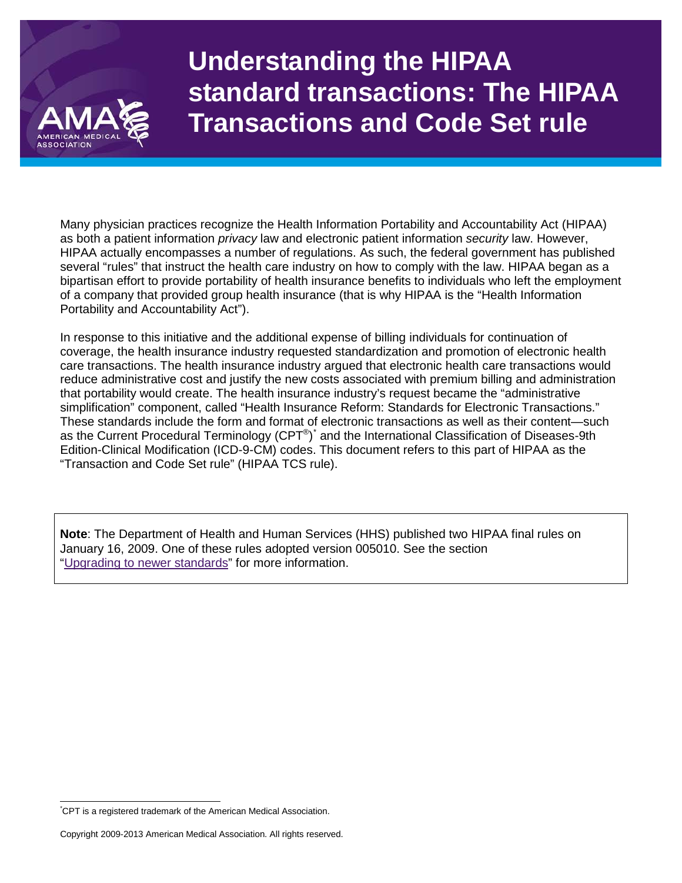# Understanding the HIPAA standard transactions: The HIPAA Transactions and Code Set rule

Many physician practices recognize the Health Information Portability and Accountability Act (HIPAA) as both a patient information *privacy* law and electronic patient information *security* law. However, HIPAA actually encompasses a number of regulations. As such, the federal government has published several "rules" that instruct the health care industry on how to comply with the law. HIPAA began as a bipartisan effort to provide portability of health insurance benefits to individuals who left the employment of a company that provided group health insurance (that is why HIPAA is the "Health Information Portability and Accountability Act").

In response to this initiative and the additional expense of billing individuals for continuation of coverage, the health insurance industry requested standardization and promotion of electronic health care transactions. The health insurance industry argued that electronic health care transactions would reduce administrative cost and justify the new costs associated with premium billing and administration that portability would create. The health insurance industry's request became the "administrative simplification" component, called "Health Insurance Reform: Standards for Electronic Transactions." These standards include the form and format of electronic transactions as well as their content—such as the Current Procedural Terminology (CPT®)* and the International Classification of Diseases-9th Edition-Clinical Modification (ICD-9-CM) codes. This document refers to this part of HIPAA as the "Transaction and Code Set rule" (HIPAA TCS rule).

> **Note**: The Department of Health and Human Services (HHS) published two HIPAA final rules on January 16, 2009. One of these rules adopted version 005010. See the section "Upgrading to newer standards" for more information.

*CPT is a registered trademark of the American Medical Association.

Copyright 2009-2013 American Medical Association. All rights reserved.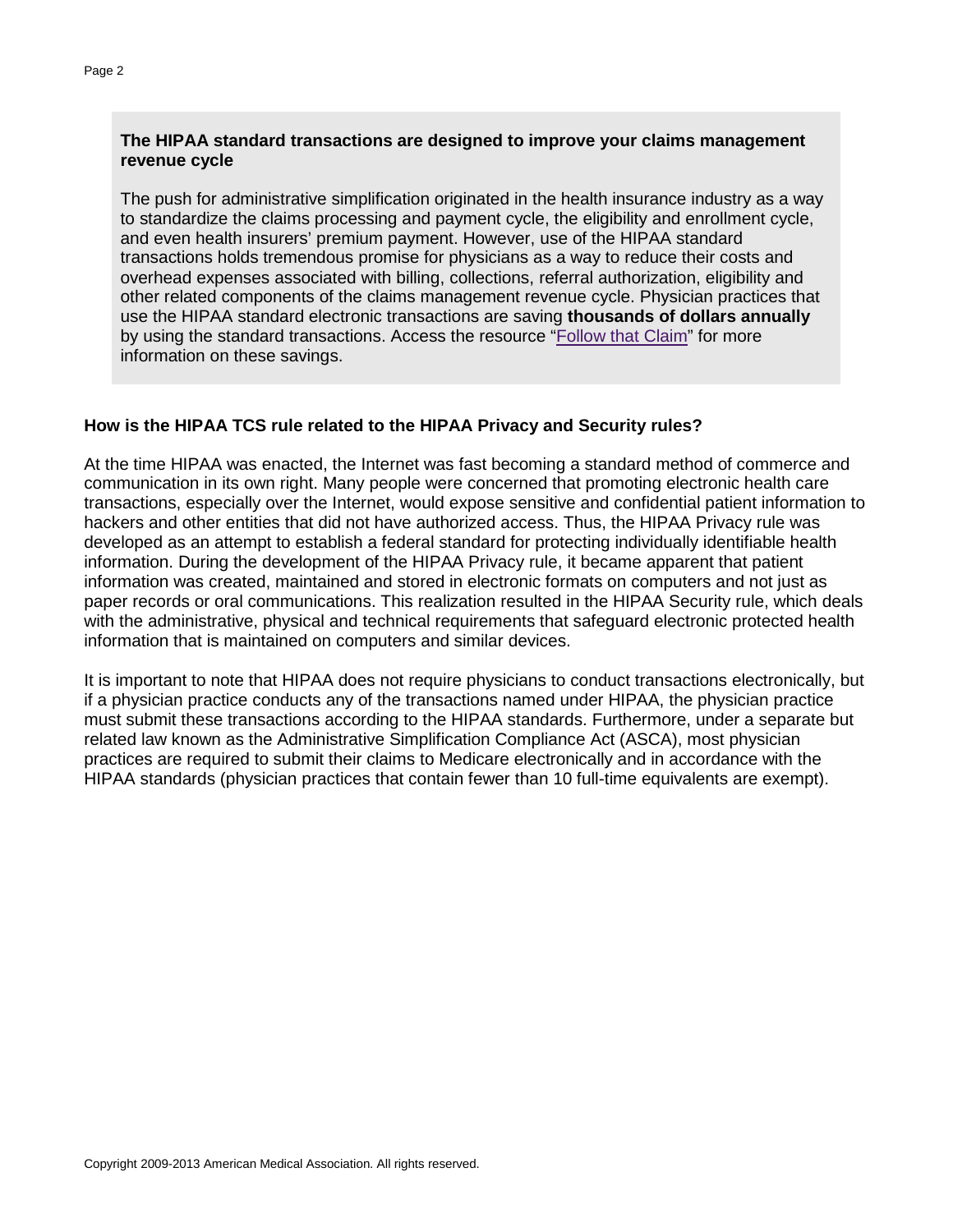**The HIPAA standard transactions are designed to improve your claims management revenue cycle**

The push for administrative simplification originated in the health insurance industry as a way to standardize the claims processing and payment cycle, the eligibility and enrollment cycle, and even health insurers' premium payment. However, use of the HIPAA standard transactions holds tremendous promise for physicians as a way to reduce their costs and overhead expenses associated with billing, collections, referral authorization, eligibility and other related components of the claims management revenue cycle. Physician practices that use the HIPAA standard electronic transactions are saving **thousands of dollars annually** by using the standard transactions. Access the resource "Follow that Claim" for more information on these savings.

### How is the HIPAA TCS rule related to the HIPAA Privacy and Security rules?

At the time HIPAA was enacted, the Internet was fast becoming a standard method of commerce and communication in its own right. Many people were concerned that promoting electronic health care transactions, especially over the Internet, would expose sensitive and confidential patient information to hackers and other entities that did not have authorized access. Thus, the HIPAA Privacy rule was developed as an attempt to establish a federal standard for protecting individually identifiable health information. During the development of the HIPAA Privacy rule, it became apparent that patient information was created, maintained and stored in electronic formats on computers and not just as paper records or oral communications. This realization resulted in the HIPAA Security rule, which deals with the administrative, physical and technical requirements that safeguard electronic protected health information that is maintained on computers and similar devices.

It is important to note that HIPAA does not require physicians to conduct transactions electronically, but if a physician practice conducts any of the transactions named under HIPAA, the physician practice must submit these transactions according to the HIPAA standards. Furthermore, under a separate but related law known as the Administrative Simplification Compliance Act (ASCA), most physician practices are required to submit their claims to Medicare electronically and in accordance with the HIPAA standards (physician practices that contain fewer than 10 full-time equivalents are exempt).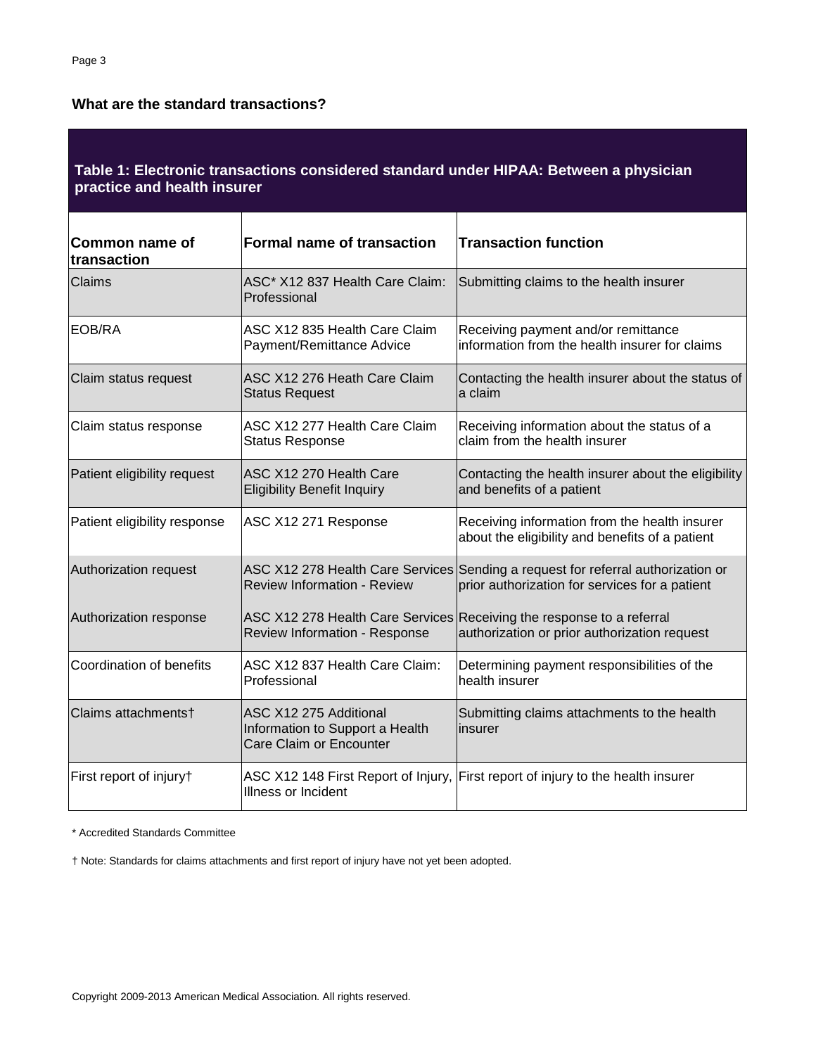**What are the standard transactions?**

**Table 1: Electronic transactions considered standard under HIPAA: Between a physician practice and health insurer**

| Common name of transaction | Formal name of transaction | Transaction function |
|---|---|---|
| Claims | ASC* X12 837 Health Care Claim: Professional | Submitting claims to the health insurer |
| EOB/RA | ASC X12 835 Health Care Claim Payment/Remittance Advice | Receiving payment and/or remittance information from the health insurer for claims |
| Claim status request | ASC X12 276 Heath Care Claim Status Request | Contacting the health insurer about the status of a claim |
| Claim status response | ASC X12 277 Health Care Claim Status Response | Receiving information about the status of a claim from the health insurer |
| Patient eligibility request | ASC X12 270 Health Care Eligibility Benefit Inquiry | Contacting the health insurer about the eligibility and benefits of a patient |
| Patient eligibility response | ASC X12 271 Response | Receiving information from the health insurer about the eligibility and benefits of a patient |
| Authorization request | ASC X12 278 Health Care Services Review Information - Review | Sending a request for referral authorization or prior authorization for services for a patient |
| Authorization response | ASC X12 278 Health Care Services Review Information - Response | Receiving the response to a referral authorization or prior authorization request |
| Coordination of benefits | ASC X12 837 Health Care Claim: Professional | Determining payment responsibilities of the health insurer |
| Claims attachments† | ASC X12 275 Additional Information to Support a Health Care Claim or Encounter | Submitting claims attachments to the health insurer |
| First report of injury† | ASC X12 148 First Report of Injury, Illness or Incident | First report of injury to the health insurer |

\* Accredited Standards Committee

† Note: Standards for claims attachments and first report of injury have not yet been adopted.

Copyright 2009-2013 American Medical Association. All rights reserved.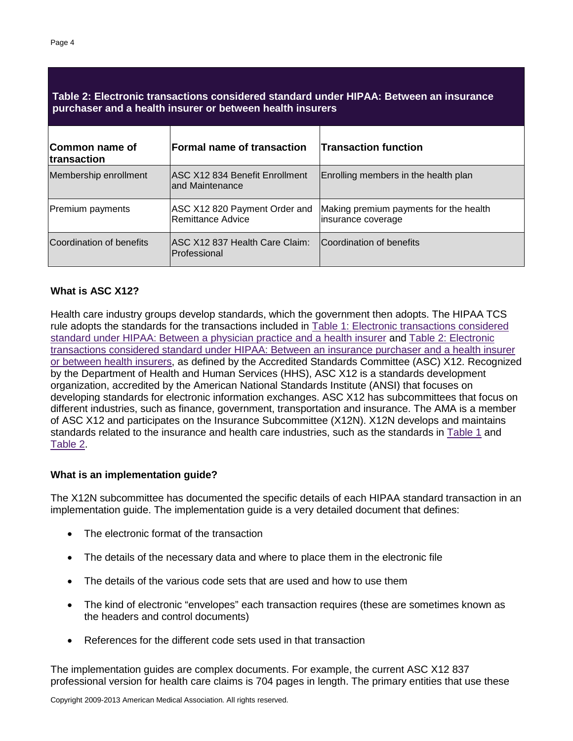**Table 2: Electronic transactions considered standard under HIPAA: Between an insurance purchaser and a health insurer or between health insurers**

| Common name of transaction | Formal name of transaction | Transaction function |
|---|---|---|
| Membership enrollment | ASC X12 834 Benefit Enrollment and Maintenance | Enrolling members in the health plan |
| Premium payments | ASC X12 820 Payment Order and Remittance Advice | Making premium payments for the health insurance coverage |
| Coordination of benefits | ASC X12 837 Health Care Claim: Professional | Coordination of benefits |

### What is ASC X12?

Health care industry groups develop standards, which the government then adopts. The HIPAA TCS rule adopts the standards for the transactions included in Table 1: Electronic transactions considered standard under HIPAA: Between a physician practice and a health insurer and Table 2: Electronic transactions considered standard under HIPAA: Between an insurance purchaser and a health insurer or between health insurers, as defined by the Accredited Standards Committee (ASC) X12. Recognized by the Department of Health and Human Services (HHS), ASC X12 is a standards development organization, accredited by the American National Standards Institute (ANSI) that focuses on developing standards for electronic information exchanges. ASC X12 has subcommittees that focus on different industries, such as finance, government, transportation and insurance. The AMA is a member of ASC X12 and participates on the Insurance Subcommittee (X12N). X12N develops and maintains standards related to the insurance and health care industries, such as the standards in Table 1 and Table 2.

### What is an implementation guide?

The X12N subcommittee has documented the specific details of each HIPAA standard transaction in an implementation guide. The implementation guide is a very detailed document that defines:

- The electronic format of the transaction
- The details of the necessary data and where to place them in the electronic file
- The details of the various code sets that are used and how to use them
- The kind of electronic "envelopes" each transaction requires (these are sometimes known as the headers and control documents)
- References for the different code sets used in that transaction

The implementation guides are complex documents. For example, the current ASC X12 837 professional version for health care claims is 704 pages in length. The primary entities that use these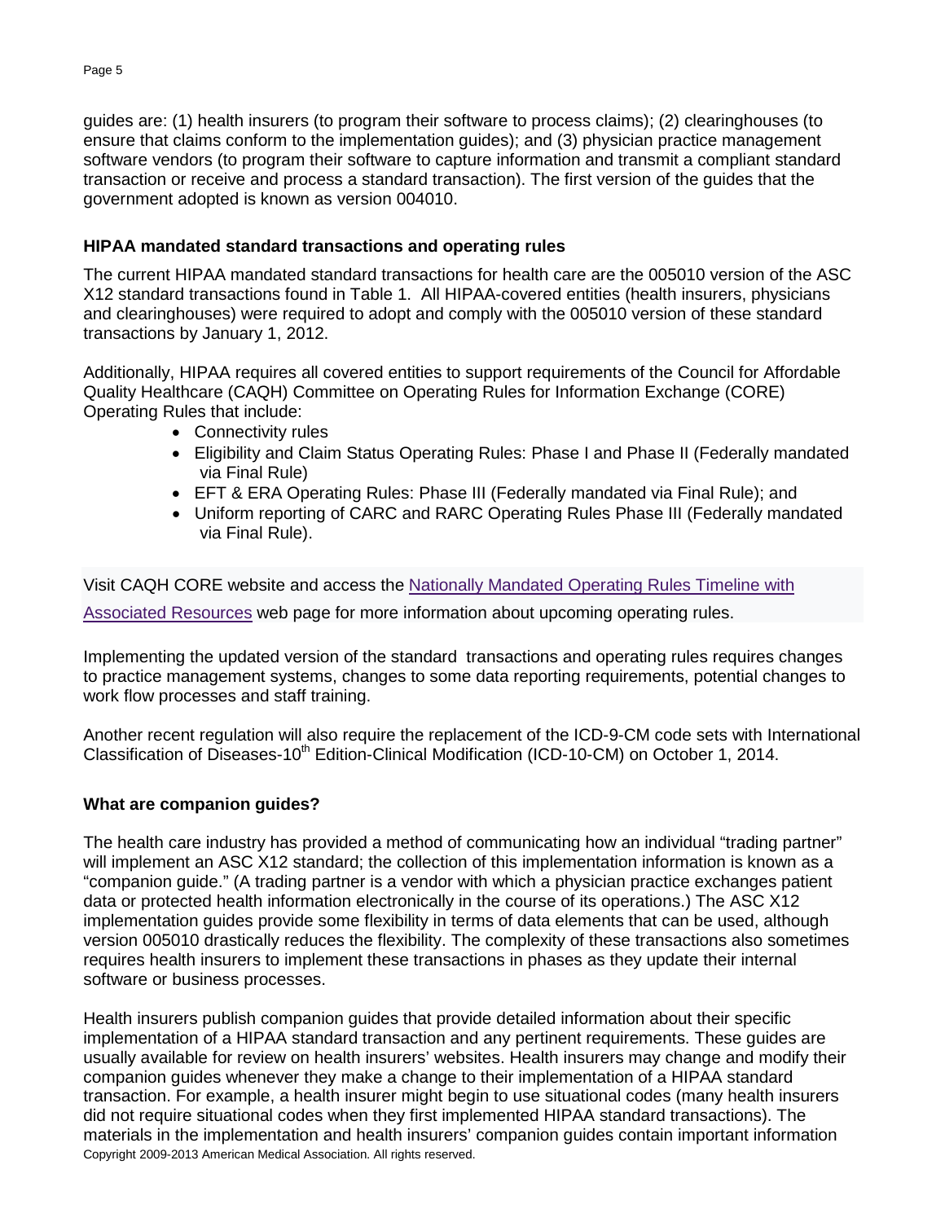guides are: (1) health insurers (to program their software to process claims); (2) clearinghouses (to ensure that claims conform to the implementation guides); and (3) physician practice management software vendors (to program their software to capture information and transmit a compliant standard transaction or receive and process a standard transaction). The first version of the guides that the government adopted is known as version 004010.

### HIPAA mandated standard transactions and operating rules

The current HIPAA mandated standard transactions for health care are the 005010 version of the ASC X12 standard transactions found in Table 1. All HIPAA-covered entities (health insurers, physicians and clearinghouses) were required to adopt and comply with the 005010 version of these standard transactions by January 1, 2012.

Additionally, HIPAA requires all covered entities to support requirements of the Council for Affordable Quality Healthcare (CAQH) Committee on Operating Rules for Information Exchange (CORE) Operating Rules that include:

- Connectivity rules
- Eligibility and Claim Status Operating Rules: Phase I and Phase II (Federally mandated via Final Rule)
- EFT & ERA Operating Rules: Phase III (Federally mandated via Final Rule); and
- Uniform reporting of CARC and RARC Operating Rules Phase III (Federally mandated via Final Rule).

Visit CAQH CORE website and access the Nationally Mandated Operating Rules Timeline with Associated Resources web page for more information about upcoming operating rules.

Implementing the updated version of the standard transactions and operating rules requires changes to practice management systems, changes to some data reporting requirements, potential changes to work flow processes and staff training.

Another recent regulation will also require the replacement of the ICD-9-CM code sets with International Classification of Diseases-10th Edition-Clinical Modification (ICD-10-CM) on October 1, 2014.

### What are companion guides?

The health care industry has provided a method of communicating how an individual "trading partner" will implement an ASC X12 standard; the collection of this implementation information is known as a "companion guide." (A trading partner is a vendor with which a physician practice exchanges patient data or protected health information electronically in the course of its operations.) The ASC X12 implementation guides provide some flexibility in terms of data elements that can be used, although version 005010 drastically reduces the flexibility. The complexity of these transactions also sometimes requires health insurers to implement these transactions in phases as they update their internal software or business processes.

Health insurers publish companion guides that provide detailed information about their specific implementation of a HIPAA standard transaction and any pertinent requirements. These guides are usually available for review on health insurers' websites. Health insurers may change and modify their companion guides whenever they make a change to their implementation of a HIPAA standard transaction. For example, a health insurer might begin to use situational codes (many health insurers did not require situational codes when they first implemented HIPAA standard transactions). The materials in the implementation and health insurers' companion guides contain important information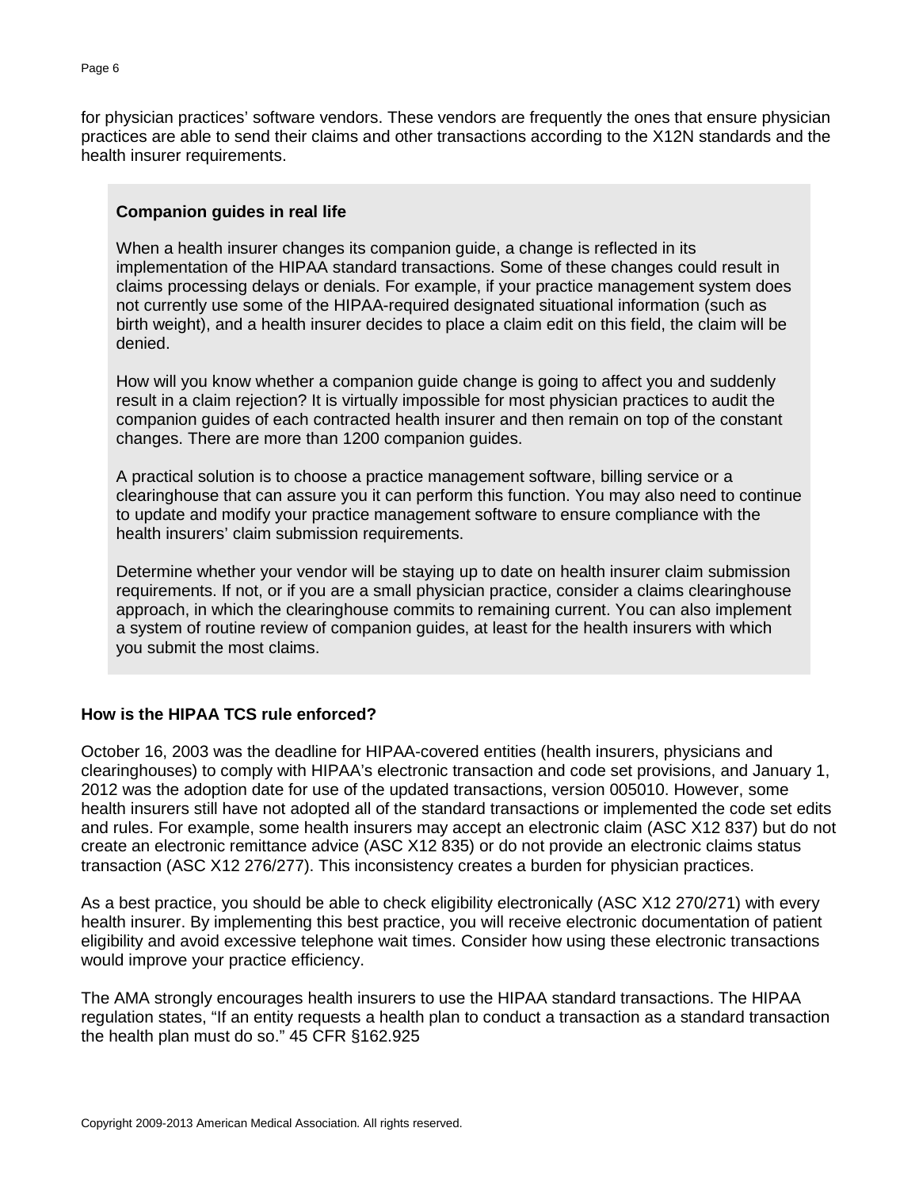for physician practices' software vendors. These vendors are frequently the ones that ensure physician practices are able to send their claims and other transactions according to the X12N standards and the health insurer requirements.

> **Companion guides in real life**
>
> When a health insurer changes its companion guide, a change is reflected in its implementation of the HIPAA standard transactions. Some of these changes could result in claims processing delays or denials. For example, if your practice management system does not currently use some of the HIPAA-required designated situational information (such as birth weight), and a health insurer decides to place a claim edit on this field, the claim will be denied.
>
> How will you know whether a companion guide change is going to affect you and suddenly result in a claim rejection? It is virtually impossible for most physician practices to audit the companion guides of each contracted health insurer and then remain on top of the constant changes. There are more than 1200 companion guides.
>
> A practical solution is to choose a practice management software, billing service or a clearinghouse that can assure you it can perform this function. You may also need to continue to update and modify your practice management software to ensure compliance with the health insurers' claim submission requirements.
>
> Determine whether your vendor will be staying up to date on health insurer claim submission requirements. If not, or if you are a small physician practice, consider a claims clearinghouse approach, in which the clearinghouse commits to remaining current. You can also implement a system of routine review of companion guides, at least for the health insurers with which you submit the most claims.

### How is the HIPAA TCS rule enforced?

October 16, 2003 was the deadline for HIPAA-covered entities (health insurers, physicians and clearinghouses) to comply with HIPAA's electronic transaction and code set provisions, and January 1, 2012 was the adoption date for use of the updated transactions, version 005010. However, some health insurers still have not adopted all of the standard transactions or implemented the code set edits and rules. For example, some health insurers may accept an electronic claim (ASC X12 837) but do not create an electronic remittance advice (ASC X12 835) or do not provide an electronic claims status transaction (ASC X12 276/277). This inconsistency creates a burden for physician practices.

As a best practice, you should be able to check eligibility electronically (ASC X12 270/271) with every health insurer. By implementing this best practice, you will receive electronic documentation of patient eligibility and avoid excessive telephone wait times. Consider how using these electronic transactions would improve your practice efficiency.

The AMA strongly encourages health insurers to use the HIPAA standard transactions. The HIPAA regulation states, "If an entity requests a health plan to conduct a transaction as a standard transaction the health plan must do so." 45 CFR §162.925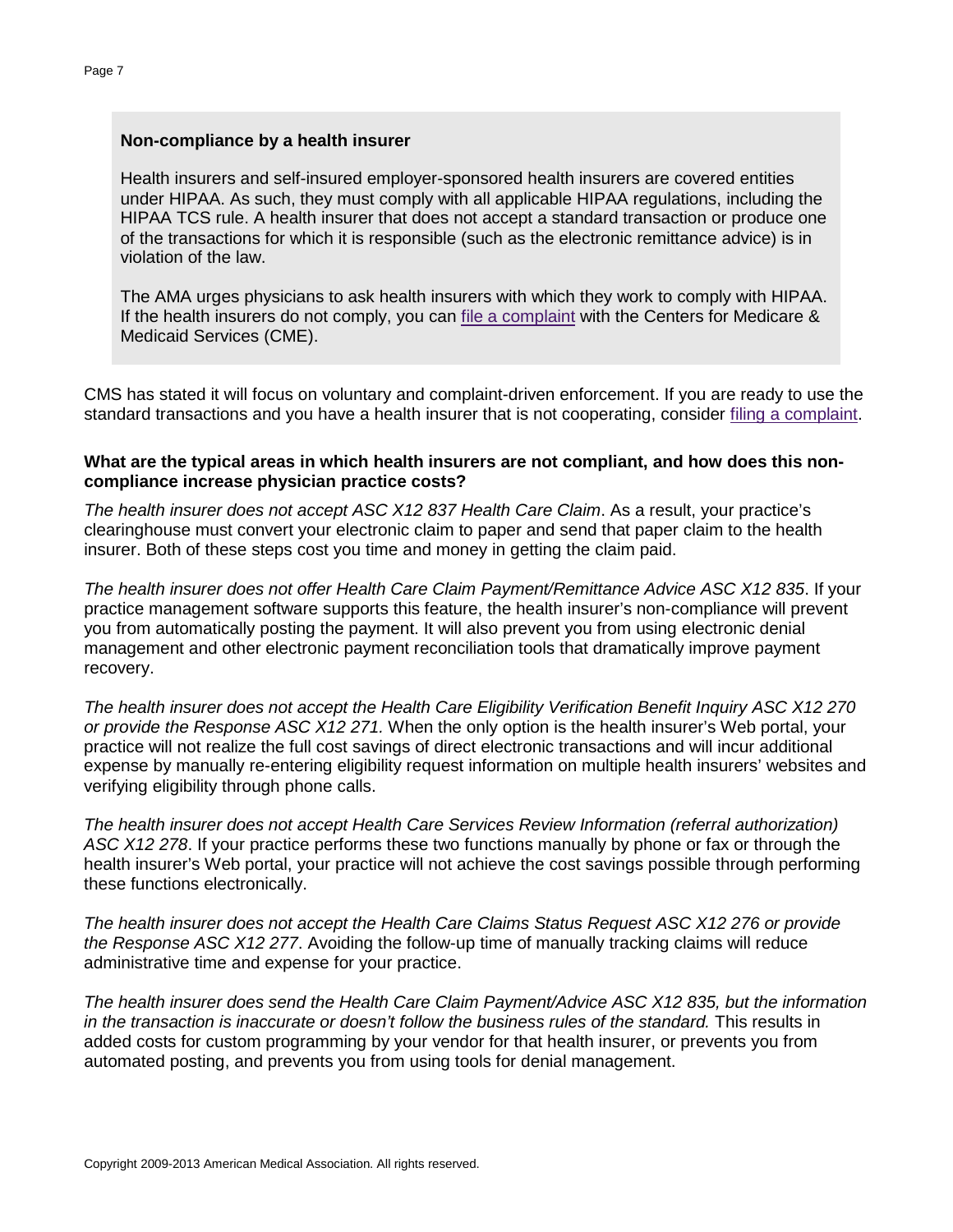**Non-compliance by a health insurer**

Health insurers and self-insured employer-sponsored health insurers are covered entities under HIPAA. As such, they must comply with all applicable HIPAA regulations, including the HIPAA TCS rule. A health insurer that does not accept a standard transaction or produce one of the transactions for which it is responsible (such as the electronic remittance advice) is in violation of the law.

The AMA urges physicians to ask health insurers with which they work to comply with HIPAA. If the health insurers do not comply, you can file a complaint with the Centers for Medicare & Medicaid Services (CME).

CMS has stated it will focus on voluntary and complaint-driven enforcement. If you are ready to use the standard transactions and you have a health insurer that is not cooperating, consider filing a complaint.

**What are the typical areas in which health insurers are not compliant, and how does this non-compliance increase physician practice costs?**

*The health insurer does not accept ASC X12 837 Health Care Claim*. As a result, your practice's clearinghouse must convert your electronic claim to paper and send that paper claim to the health insurer. Both of these steps cost you time and money in getting the claim paid.

*The health insurer does not offer Health Care Claim Payment/Remittance Advice ASC X12 835*. If your practice management software supports this feature, the health insurer's non-compliance will prevent you from automatically posting the payment. It will also prevent you from using electronic denial management and other electronic payment reconciliation tools that dramatically improve payment recovery.

*The health insurer does not accept the Health Care Eligibility Verification Benefit Inquiry ASC X12 270 or provide the Response ASC X12 271.* When the only option is the health insurer's Web portal, your practice will not realize the full cost savings of direct electronic transactions and will incur additional expense by manually re-entering eligibility request information on multiple health insurers' websites and verifying eligibility through phone calls.

*The health insurer does not accept Health Care Services Review Information (referral authorization) ASC X12 278*. If your practice performs these two functions manually by phone or fax or through the health insurer's Web portal, your practice will not achieve the cost savings possible through performing these functions electronically.

*The health insurer does not accept the Health Care Claims Status Request ASC X12 276 or provide the Response ASC X12 277*. Avoiding the follow-up time of manually tracking claims will reduce administrative time and expense for your practice.

*The health insurer does send the Health Care Claim Payment/Advice ASC X12 835, but the information in the transaction is inaccurate or doesn't follow the business rules of the standard.* This results in added costs for custom programming by your vendor for that health insurer, or prevents you from automated posting, and prevents you from using tools for denial management.

Copyright 2009-2013 American Medical Association. All rights reserved.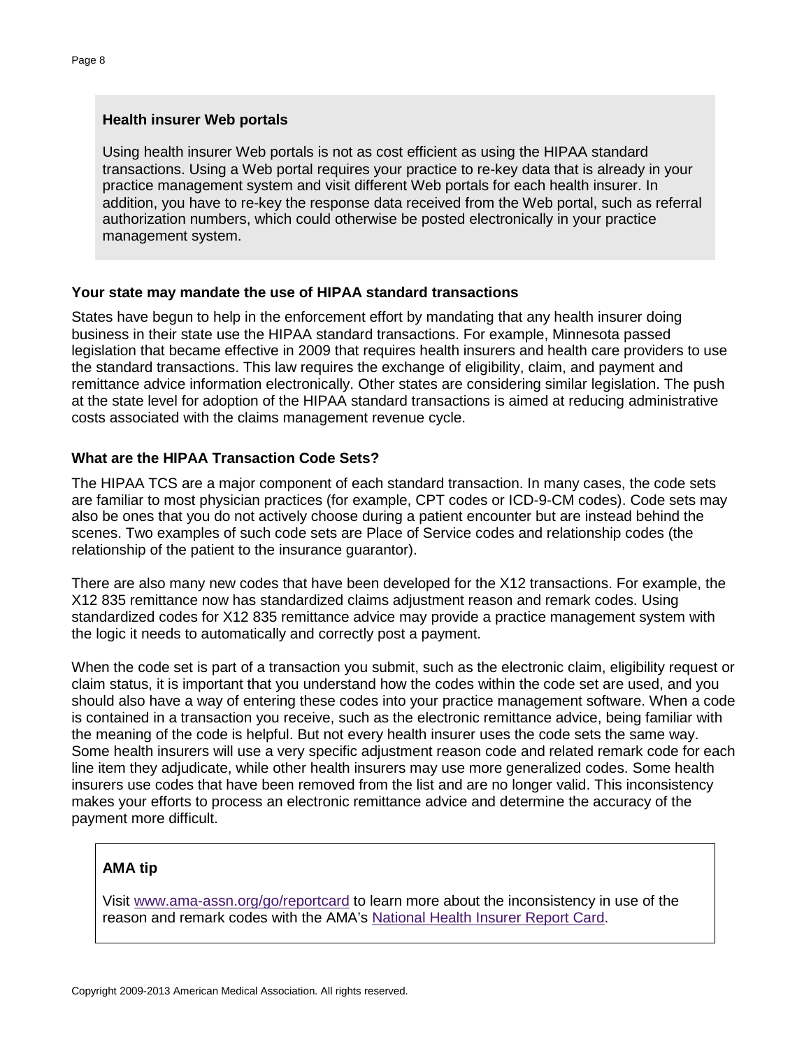### Health insurer Web portals

Using health insurer Web portals is not as cost efficient as using the HIPAA standard transactions. Using a Web portal requires your practice to re-key data that is already in your practice management system and visit different Web portals for each health insurer. In addition, you have to re-key the response data received from the Web portal, such as referral authorization numbers, which could otherwise be posted electronically in your practice management system.

### Your state may mandate the use of HIPAA standard transactions

States have begun to help in the enforcement effort by mandating that any health insurer doing business in their state use the HIPAA standard transactions. For example, Minnesota passed legislation that became effective in 2009 that requires health insurers and health care providers to use the standard transactions. This law requires the exchange of eligibility, claim, and payment and remittance advice information electronically. Other states are considering similar legislation. The push at the state level for adoption of the HIPAA standard transactions is aimed at reducing administrative costs associated with the claims management revenue cycle.

### What are the HIPAA Transaction Code Sets?

The HIPAA TCS are a major component of each standard transaction. In many cases, the code sets are familiar to most physician practices (for example, CPT codes or ICD-9-CM codes). Code sets may also be ones that you do not actively choose during a patient encounter but are instead behind the scenes. Two examples of such code sets are Place of Service codes and relationship codes (the relationship of the patient to the insurance guarantor).

There are also many new codes that have been developed for the X12 transactions. For example, the X12 835 remittance now has standardized claims adjustment reason and remark codes. Using standardized codes for X12 835 remittance advice may provide a practice management system with the logic it needs to automatically and correctly post a payment.

When the code set is part of a transaction you submit, such as the electronic claim, eligibility request or claim status, it is important that you understand how the codes within the code set are used, and you should also have a way of entering these codes into your practice management software. When a code is contained in a transaction you receive, such as the electronic remittance advice, being familiar with the meaning of the code is helpful. But not every health insurer uses the code sets the same way. Some health insurers will use a very specific adjustment reason code and related remark code for each line item they adjudicate, while other health insurers may use more generalized codes. Some health insurers use codes that have been removed from the list and are no longer valid. This inconsistency makes your efforts to process an electronic remittance advice and determine the accuracy of the payment more difficult.

**AMA tip**

Visit www.ama-assn.org/go/reportcard to learn more about the inconsistency in use of the reason and remark codes with the AMA's National Health Insurer Report Card.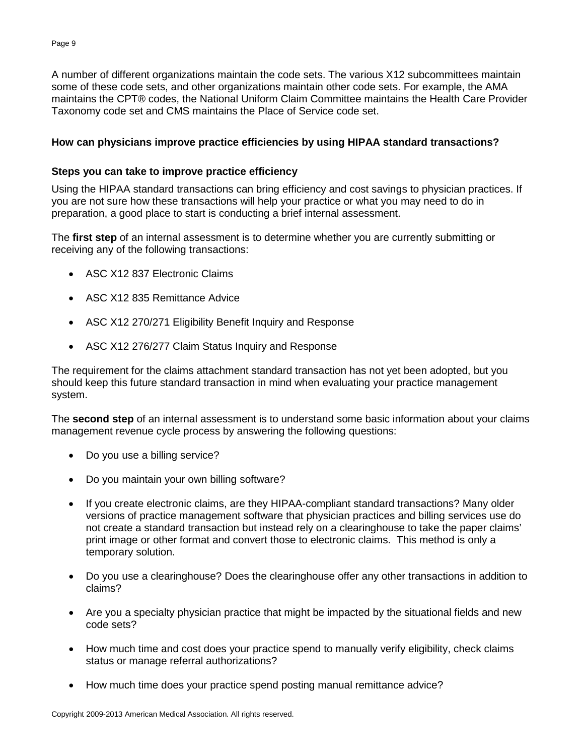A number of different organizations maintain the code sets. The various X12 subcommittees maintain some of these code sets, and other organizations maintain other code sets. For example, the AMA maintains the CPT® codes, the National Uniform Claim Committee maintains the Health Care Provider Taxonomy code set and CMS maintains the Place of Service code set.

## How can physicians improve practice efficiencies by using HIPAA standard transactions?

### Steps you can take to improve practice efficiency

Using the HIPAA standard transactions can bring efficiency and cost savings to physician practices. If you are not sure how these transactions will help your practice or what you may need to do in preparation, a good place to start is conducting a brief internal assessment.

The **first step** of an internal assessment is to determine whether you are currently submitting or receiving any of the following transactions:

- ASC X12 837 Electronic Claims
- ASC X12 835 Remittance Advice
- ASC X12 270/271 Eligibility Benefit Inquiry and Response
- ASC X12 276/277 Claim Status Inquiry and Response

The requirement for the claims attachment standard transaction has not yet been adopted, but you should keep this future standard transaction in mind when evaluating your practice management system.

The **second step** of an internal assessment is to understand some basic information about your claims management revenue cycle process by answering the following questions:

- Do you use a billing service?
- Do you maintain your own billing software?
- If you create electronic claims, are they HIPAA-compliant standard transactions? Many older versions of practice management software that physician practices and billing services use do not create a standard transaction but instead rely on a clearinghouse to take the paper claims' print image or other format and convert those to electronic claims. This method is only a temporary solution.
- Do you use a clearinghouse? Does the clearinghouse offer any other transactions in addition to claims?
- Are you a specialty physician practice that might be impacted by the situational fields and new code sets?
- How much time and cost does your practice spend to manually verify eligibility, check claims status or manage referral authorizations?
- How much time does your practice spend posting manual remittance advice?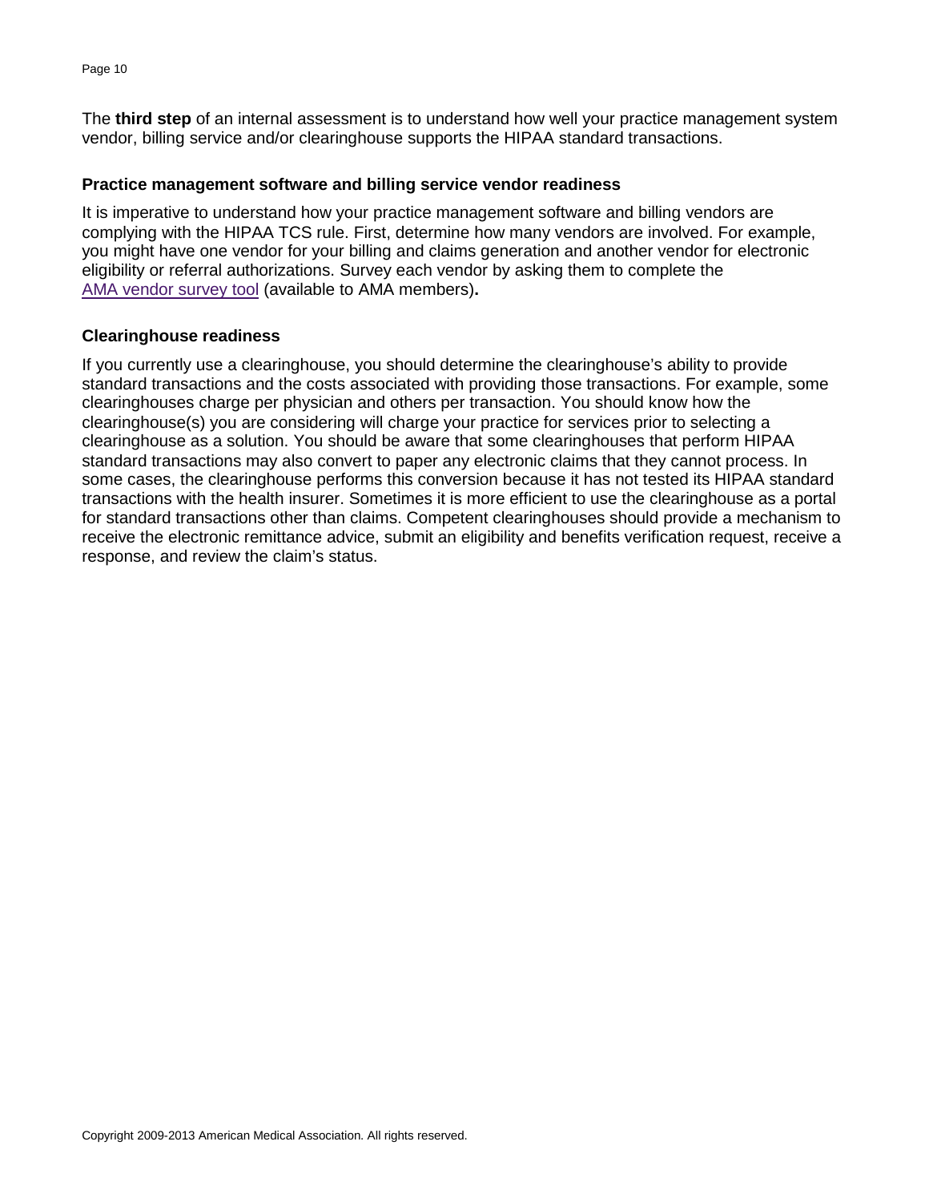The **third step** of an internal assessment is to understand how well your practice management system vendor, billing service and/or clearinghouse supports the HIPAA standard transactions.

### Practice management software and billing service vendor readiness

It is imperative to understand how your practice management software and billing vendors are complying with the HIPAA TCS rule. First, determine how many vendors are involved. For example, you might have one vendor for your billing and claims generation and another vendor for electronic eligibility or referral authorizations. Survey each vendor by asking them to complete the AMA vendor survey tool (available to AMA members)**.**

### Clearinghouse readiness

If you currently use a clearinghouse, you should determine the clearinghouse's ability to provide standard transactions and the costs associated with providing those transactions. For example, some clearinghouses charge per physician and others per transaction. You should know how the clearinghouse(s) you are considering will charge your practice for services prior to selecting a clearinghouse as a solution. You should be aware that some clearinghouses that perform HIPAA standard transactions may also convert to paper any electronic claims that they cannot process. In some cases, the clearinghouse performs this conversion because it has not tested its HIPAA standard transactions with the health insurer. Sometimes it is more efficient to use the clearinghouse as a portal for standard transactions other than claims. Competent clearinghouses should provide a mechanism to receive the electronic remittance advice, submit an eligibility and benefits verification request, receive a response, and review the claim's status.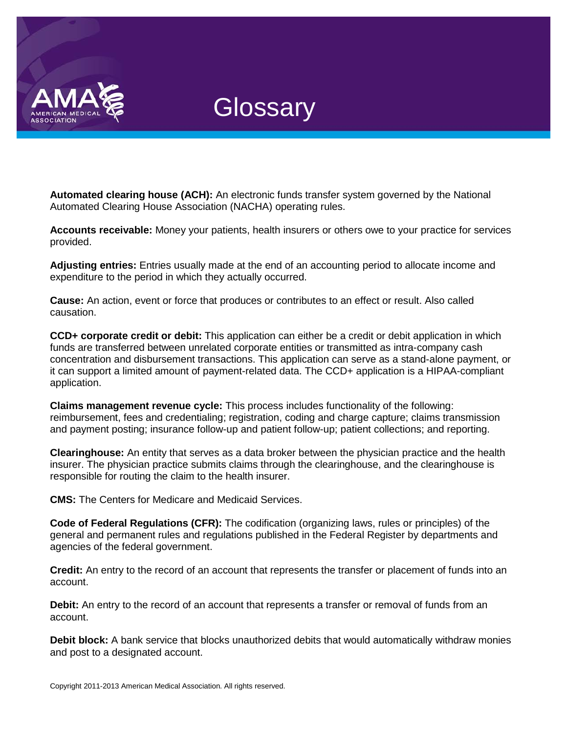# Glossary

**Automated clearing house (ACH):** An electronic funds transfer system governed by the National Automated Clearing House Association (NACHA) operating rules.

**Accounts receivable:** Money your patients, health insurers or others owe to your practice for services provided.

**Adjusting entries:** Entries usually made at the end of an accounting period to allocate income and expenditure to the period in which they actually occurred.

**Cause:** An action, event or force that produces or contributes to an effect or result. Also called causation.

**CCD+ corporate credit or debit:** This application can either be a credit or debit application in which funds are transferred between unrelated corporate entities or transmitted as intra-company cash concentration and disbursement transactions. This application can serve as a stand-alone payment, or it can support a limited amount of payment-related data. The CCD+ application is a HIPAA-compliant application.

**Claims management revenue cycle:** This process includes functionality of the following: reimbursement, fees and credentialing; registration, coding and charge capture; claims transmission and payment posting; insurance follow-up and patient follow-up; patient collections; and reporting.

**Clearinghouse:** An entity that serves as a data broker between the physician practice and the health insurer. The physician practice submits claims through the clearinghouse, and the clearinghouse is responsible for routing the claim to the health insurer.

**CMS:** The Centers for Medicare and Medicaid Services.

**Code of Federal Regulations (CFR):** The codification (organizing laws, rules or principles) of the general and permanent rules and regulations published in the Federal Register by departments and agencies of the federal government.

**Credit:** An entry to the record of an account that represents the transfer or placement of funds into an account.

**Debit:** An entry to the record of an account that represents a transfer or removal of funds from an account.

**Debit block:** A bank service that blocks unauthorized debits that would automatically withdraw monies and post to a designated account.

Copyright 2011-2013 American Medical Association. All rights reserved.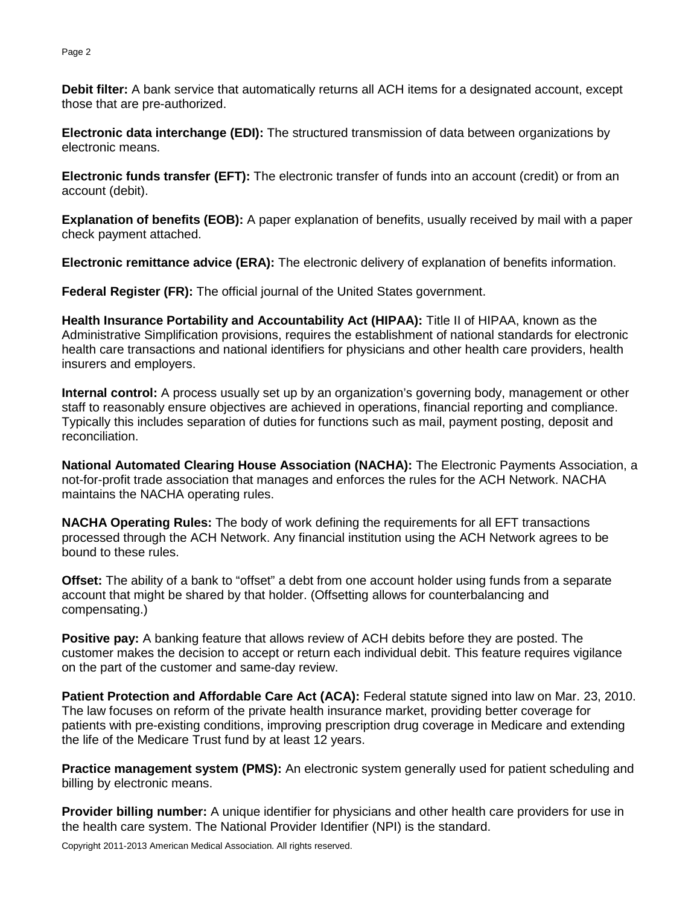**Debit filter:** A bank service that automatically returns all ACH items for a designated account, except those that are pre-authorized.

**Electronic data interchange (EDI):** The structured transmission of data between organizations by electronic means.

**Electronic funds transfer (EFT):** The electronic transfer of funds into an account (credit) or from an account (debit).

**Explanation of benefits (EOB):** A paper explanation of benefits, usually received by mail with a paper check payment attached.

**Electronic remittance advice (ERA):** The electronic delivery of explanation of benefits information.

**Federal Register (FR):** The official journal of the United States government.

**Health Insurance Portability and Accountability Act (HIPAA):** Title II of HIPAA, known as the Administrative Simplification provisions, requires the establishment of national standards for electronic health care transactions and national identifiers for physicians and other health care providers, health insurers and employers.

**Internal control:** A process usually set up by an organization's governing body, management or other staff to reasonably ensure objectives are achieved in operations, financial reporting and compliance. Typically this includes separation of duties for functions such as mail, payment posting, deposit and reconciliation.

**National Automated Clearing House Association (NACHA):** The Electronic Payments Association, a not-for-profit trade association that manages and enforces the rules for the ACH Network. NACHA maintains the NACHA operating rules.

**NACHA Operating Rules:** The body of work defining the requirements for all EFT transactions processed through the ACH Network. Any financial institution using the ACH Network agrees to be bound to these rules.

**Offset:** The ability of a bank to "offset" a debt from one account holder using funds from a separate account that might be shared by that holder. (Offsetting allows for counterbalancing and compensating.)

**Positive pay:** A banking feature that allows review of ACH debits before they are posted. The customer makes the decision to accept or return each individual debit. This feature requires vigilance on the part of the customer and same-day review.

**Patient Protection and Affordable Care Act (ACA):** Federal statute signed into law on Mar. 23, 2010. The law focuses on reform of the private health insurance market, providing better coverage for patients with pre-existing conditions, improving prescription drug coverage in Medicare and extending the life of the Medicare Trust fund by at least 12 years.

**Practice management system (PMS):** An electronic system generally used for patient scheduling and billing by electronic means.

**Provider billing number:** A unique identifier for physicians and other health care providers for use in the health care system. The National Provider Identifier (NPI) is the standard.

Copyright 2011-2013 American Medical Association. All rights reserved.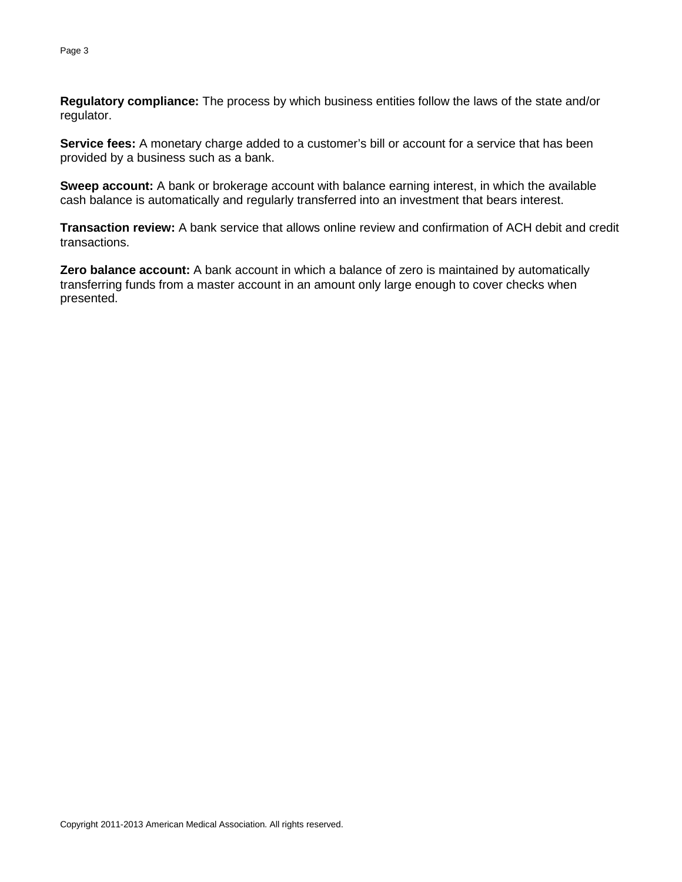**Regulatory compliance:** The process by which business entities follow the laws of the state and/or regulator.

**Service fees:** A monetary charge added to a customer's bill or account for a service that has been provided by a business such as a bank.

**Sweep account:** A bank or brokerage account with balance earning interest, in which the available cash balance is automatically and regularly transferred into an investment that bears interest.

**Transaction review:** A bank service that allows online review and confirmation of ACH debit and credit transactions.

**Zero balance account:** A bank account in which a balance of zero is maintained by automatically transferring funds from a master account in an amount only large enough to cover checks when presented.